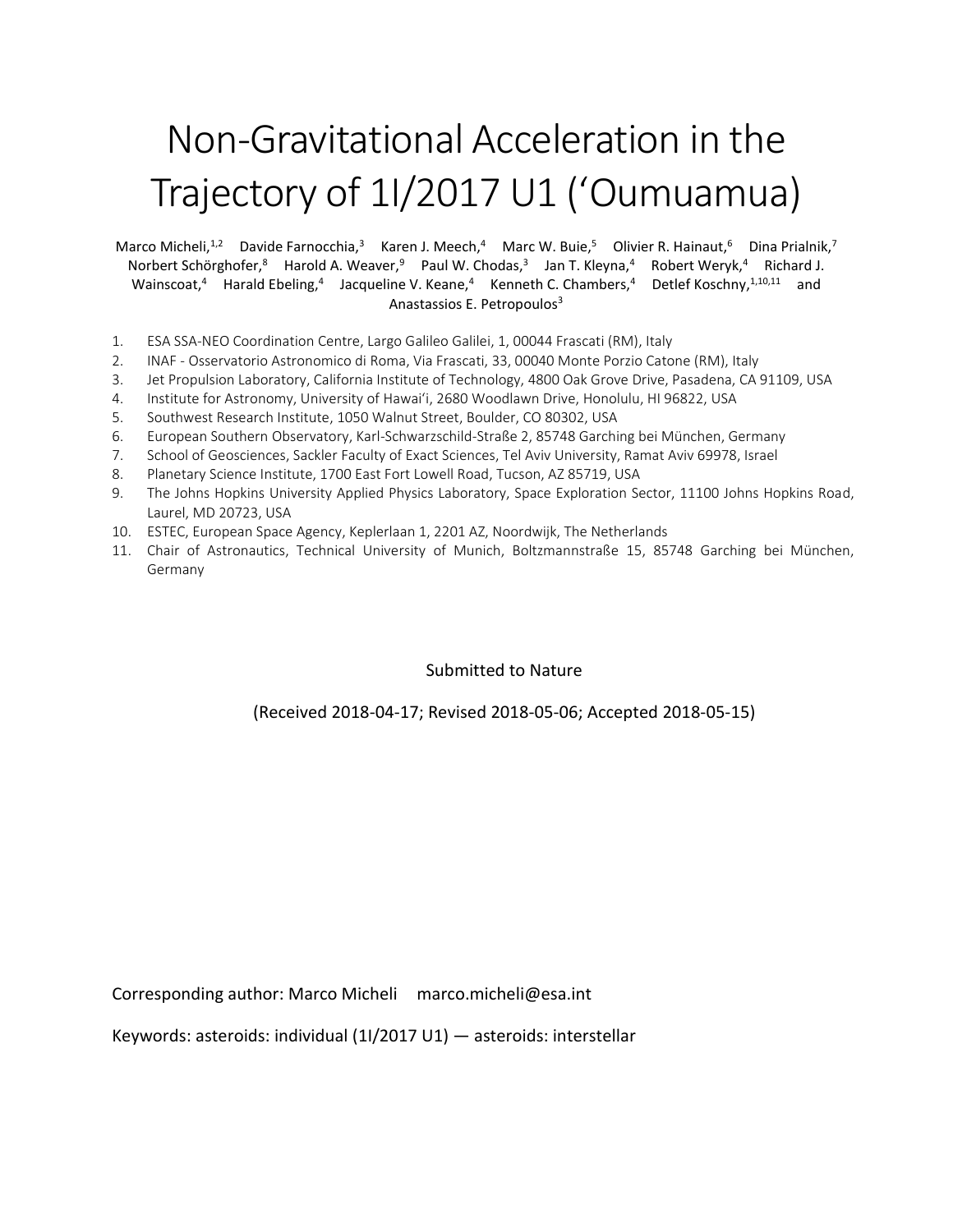# Non-Gravitational Acceleration in the Trajectory of 1I/2017 U1 (‘Oumuamua)

Marco Micheli,[1,2] Davide Farnocchia,[3] Karen J. Meech,[4] Marc W. Buie,[5] Olivier R. Hainaut,[6] Dina Prialnik,[7] Norbert Schörghofer,[8] Harold A. Weaver,[9] Paul W. Chodas,[3] Jan T. Kleyna,[4] Robert Weryk,[4] Richard J. Wainscoat,[4] Harald Ebeling,[4] Jacqueline V. Keane,[4] Kenneth C. Chambers,[4] Detlef Koschny,[1,10,11] and Anastassios E. Petropoulos[3]

1. ESA SSA-NEO Coordination Centre, Largo Galileo Galilei, 1, 00044 Frascati (RM), Italy
2. INAF - Osservatorio Astronomico di Roma, Via Frascati, 33, 00040 Monte Porzio Catone (RM), Italy
3. Jet Propulsion Laboratory, California Institute of Technology, 4800 Oak Grove Drive, Pasadena, CA 91109, USA
4. Institute for Astronomy, University of Hawaiʻi, 2680 Woodlawn Drive, Honolulu, HI 96822, USA
5. Southwest Research Institute, 1050 Walnut Street, Boulder, CO 80302, USA
6. European Southern Observatory, Karl-Schwarzschild-Straße 2, 85748 Garching bei München, Germany
7. School of Geosciences, Sackler Faculty of Exact Sciences, Tel Aviv University, Ramat Aviv 69978, Israel
8. Planetary Science Institute, 1700 East Fort Lowell Road, Tucson, AZ 85719, USA
9. The Johns Hopkins University Applied Physics Laboratory, Space Exploration Sector, 11100 Johns Hopkins Road, Laurel, MD 20723, USA
10. ESTEC, European Space Agency, Keplerlaan 1, 2201 AZ, Noordwijk, The Netherlands
11. Chair of Astronautics, Technical University of Munich, Boltzmannstraße 15, 85748 Garching bei München, Germany

Submitted to Nature

(Received 2018-04-17; Revised 2018-05-06; Accepted 2018-05-15)

Corresponding author: Marco Micheli marco.micheli@esa.int

Keywords: asteroids: individual (1I/2017 U1) — asteroids: interstellar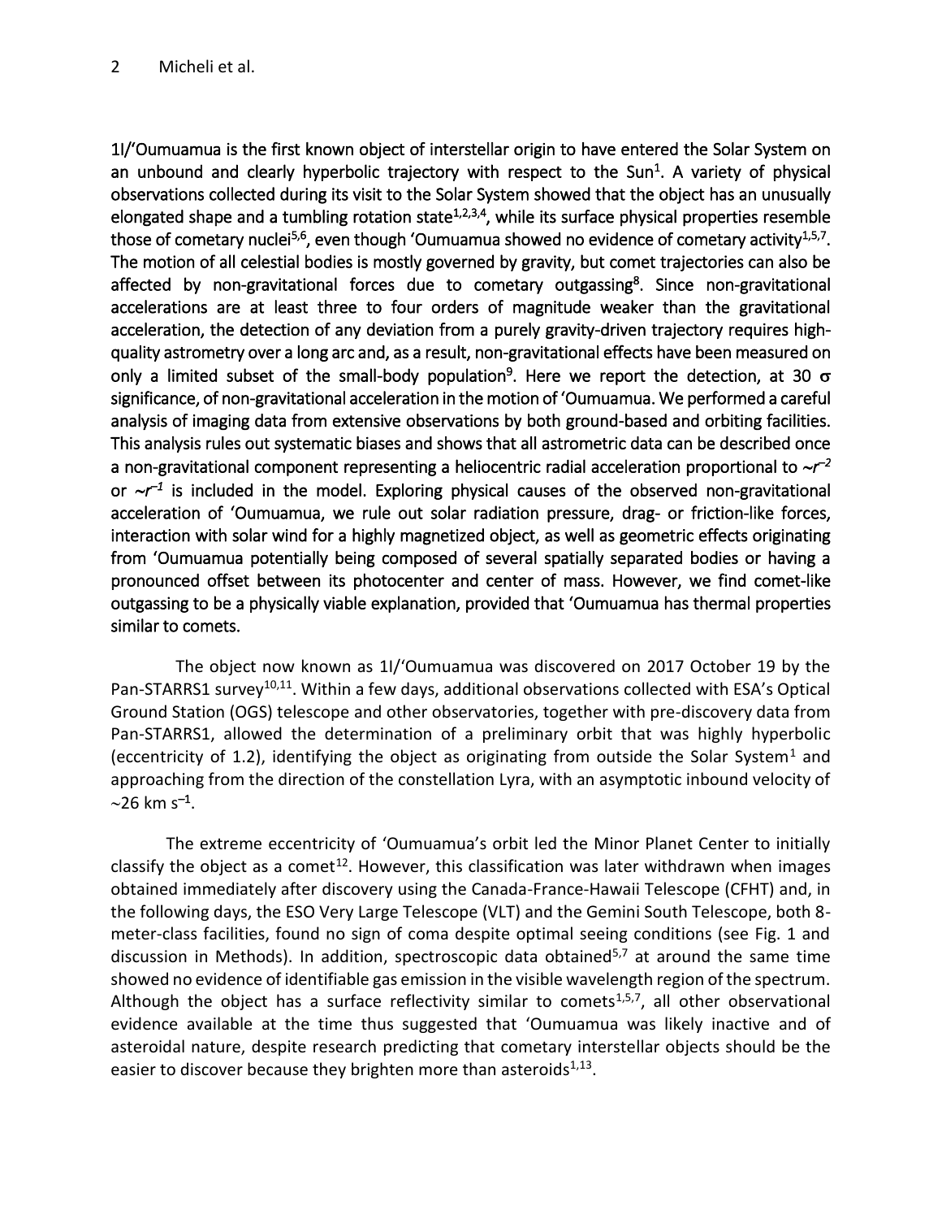1I/'Oumuamua is the first known object of interstellar origin to have entered the Solar System on an unbound and clearly hyperbolic trajectory with respect to the Sun[1]. A variety of physical observations collected during its visit to the Solar System showed that the object has an unusually elongated shape and a tumbling rotation state[1,2,3,4], while its surface physical properties resemble those of cometary nuclei[5,6], even though 'Oumuamua showed no evidence of cometary activity[1,5,7]. The motion of all celestial bodies is mostly governed by gravity, but comet trajectories can also be affected by non-gravitational forces due to cometary outgassing[8]. Since non-gravitational accelerations are at least three to four orders of magnitude weaker than the gravitational acceleration, the detection of any deviation from a purely gravity-driven trajectory requires high-quality astrometry over a long arc and, as a result, non-gravitational effects have been measured on only a limited subset of the small-body population[9]. Here we report the detection, at 30 $\sigma$ significance, of non-gravitational acceleration in the motion of 'Oumuamua. We performed a careful analysis of imaging data from extensive observations by both ground-based and orbiting facilities. This analysis rules out systematic biases and shows that all astrometric data can be described once a non-gravitational component representing a heliocentric radial acceleration proportional to $\sim r^{-2}$ or $\sim r^{-1}$ is included in the model. Exploring physical causes of the observed non-gravitational acceleration of 'Oumuamua, we rule out solar radiation pressure, drag- or friction-like forces, interaction with solar wind for a highly magnetized object, as well as geometric effects originating from 'Oumuamua potentially being composed of several spatially separated bodies or having a pronounced offset between its photocenter and center of mass. However, we find comet-like outgassing to be a physically viable explanation, provided that 'Oumuamua has thermal properties similar to comets.

The object now known as 1I/'Oumuamua was discovered on 2017 October 19 by the Pan-STARRS1 survey[10,11]. Within a few days, additional observations collected with ESA's Optical Ground Station (OGS) telescope and other observatories, together with pre-discovery data from Pan-STARRS1, allowed the determination of a preliminary orbit that was highly hyperbolic (eccentricity of 1.2), identifying the object as originating from outside the Solar System[1] and approaching from the direction of the constellation Lyra, with an asymptotic inbound velocity of $\sim$26 km s$^{-1}$.

The extreme eccentricity of 'Oumuamua's orbit led the Minor Planet Center to initially classify the object as a comet[12]. However, this classification was later withdrawn when images obtained immediately after discovery using the Canada-France-Hawaii Telescope (CFHT) and, in the following days, the ESO Very Large Telescope (VLT) and the Gemini South Telescope, both 8-meter-class facilities, found no sign of coma despite optimal seeing conditions (see Fig. 1 and discussion in Methods). In addition, spectroscopic data obtained[5,7] at around the same time showed no evidence of identifiable gas emission in the visible wavelength region of the spectrum. Although the object has a surface reflectivity similar to comets[1,5,7], all other observational evidence available at the time thus suggested that 'Oumuamua was likely inactive and of asteroidal nature, despite research predicting that cometary interstellar objects should be the easier to discover because they brighten more than asteroids[1,13].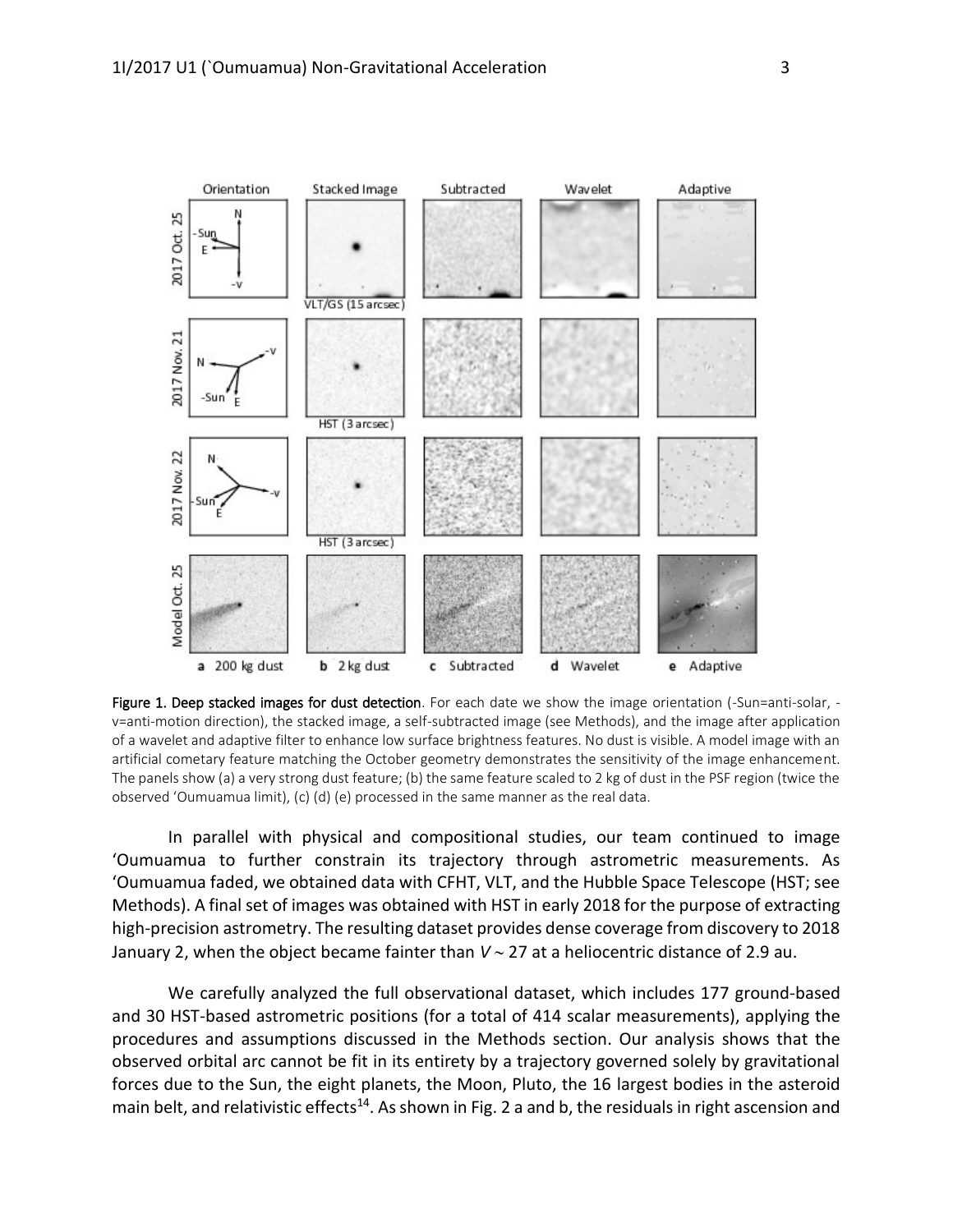**Figure 1. Deep stacked images for dust detection**. For each date we show the image orientation (-Sun=anti-solar, -v=anti-motion direction), the stacked image, a self-subtracted image (see Methods), and the image after application of a wavelet and adaptive filter to enhance low surface brightness features. No dust is visible. A model image with an artificial cometary feature matching the October geometry demonstrates the sensitivity of the image enhancement. The panels show (a) a very strong dust feature; (b) the same feature scaled to 2 kg of dust in the PSF region (twice the observed 'Oumuamua limit), (c) (d) (e) processed in the same manner as the real data.

In parallel with physical and compositional studies, our team continued to image 'Oumuamua to further constrain its trajectory through astrometric measurements. As 'Oumuamua faded, we obtained data with CFHT, VLT, and the Hubble Space Telescope (HST; see Methods). A final set of images was obtained with HST in early 2018 for the purpose of extracting high-precision astrometry. The resulting dataset provides dense coverage from discovery to 2018 January 2, when the object became fainter than $V \sim 27$ at a heliocentric distance of 2.9 au.

We carefully analyzed the full observational dataset, which includes 177 ground-based and 30 HST-based astrometric positions (for a total of 414 scalar measurements), applying the procedures and assumptions discussed in the Methods section. Our analysis shows that the observed orbital arc cannot be fit in its entirety by a trajectory governed solely by gravitational forces due to the Sun, the eight planets, the Moon, Pluto, the 16 largest bodies in the asteroid main belt, and relativistic effects[14]. As shown in Fig. 2 a and b, the residuals in right ascension and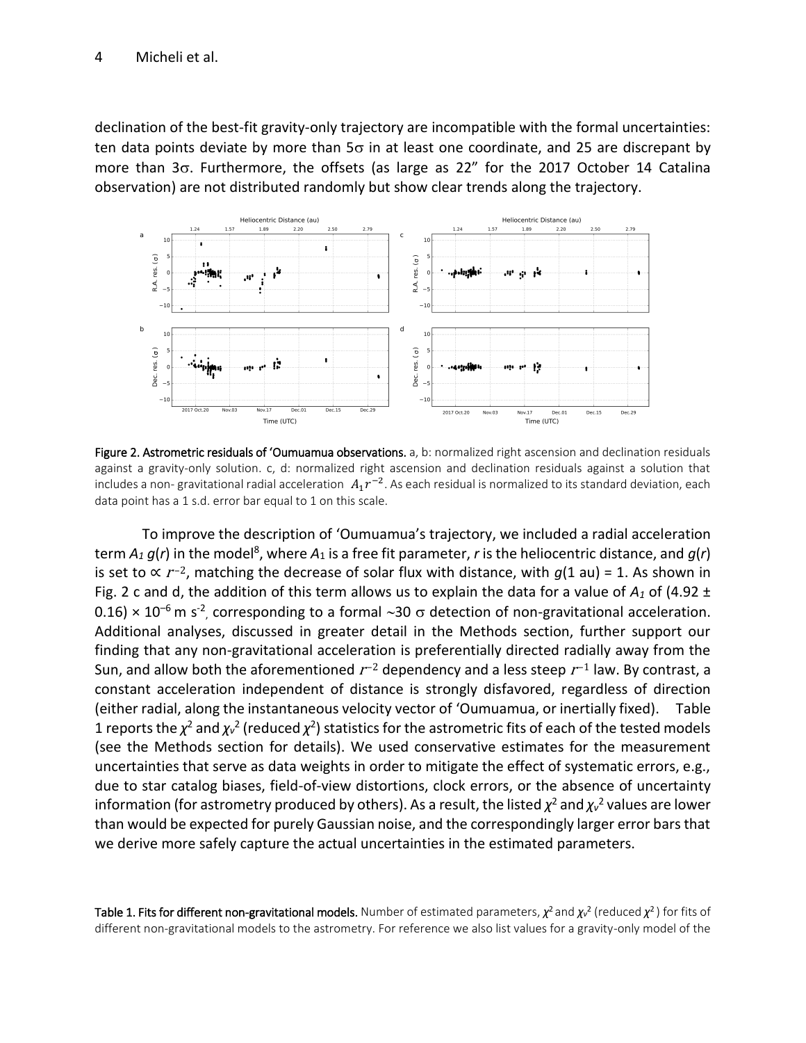declination of the best-fit gravity-only trajectory are incompatible with the formal uncertainties: ten data points deviate by more than 5σ in at least one coordinate, and 25 are discrepant by more than 3σ. Furthermore, the offsets (as large as 22" for the 2017 October 14 Catalina observation) are not distributed randomly but show clear trends along the trajectory.

**Figure 2. Astrometric residuals of 'Oumuamua observations.** a, b: normalized right ascension and declination residuals against a gravity-only solution. c, d: normalized right ascension and declination residuals against a solution that includes a non- gravitational radial acceleration $A_1 r^{-2}$. As each residual is normalized to its standard deviation, each data point has a 1 s.d. error bar equal to 1 on this scale.

To improve the description of 'Oumuamua's trajectory, we included a radial acceleration term $A_1\, g(r)$ in the model[8], where $A_1$ is a free fit parameter, $r$ is the heliocentric distance, and $g(r)$ is set to $\propto r^{-2}$, matching the decrease of solar flux with distance, with $g(1\text{ au}) = 1$. As shown in Fig. 2 c and d, the addition of this term allows us to explain the data for a value of $A_1$ of $(4.92 \pm 0.16) \times 10^{-6}$ m s$^{-2}$, corresponding to a formal ~30 σ detection of non-gravitational acceleration. Additional analyses, discussed in greater detail in the Methods section, further support our finding that any non-gravitational acceleration is preferentially directed radially away from the Sun, and allow both the aforementioned $r^{-2}$ dependency and a less steep $r^{-1}$ law. By contrast, a constant acceleration independent of distance is strongly disfavored, regardless of direction (either radial, along the instantaneous velocity vector of 'Oumuamua, or inertially fixed). Table 1 reports the $\chi^2$ and $\chi_\nu^2$ (reduced $\chi^2$) statistics for the astrometric fits of each of the tested models (see the Methods section for details). We used conservative estimates for the measurement uncertainties that serve as data weights in order to mitigate the effect of systematic errors, e.g., due to star catalog biases, field-of-view distortions, clock errors, or the absence of uncertainty information (for astrometry produced by others). As a result, the listed $\chi^2$ and $\chi_\nu^2$ values are lower than would be expected for purely Gaussian noise, and the correspondingly larger error bars that we derive more safely capture the actual uncertainties in the estimated parameters.

**Table 1. Fits for different non-gravitational models.** Number of estimated parameters, $\chi^2$ and $\chi_\nu^2$ (reduced $\chi^2$) for fits of different non-gravitational models to the astrometry. For reference we also list values for a gravity-only model of the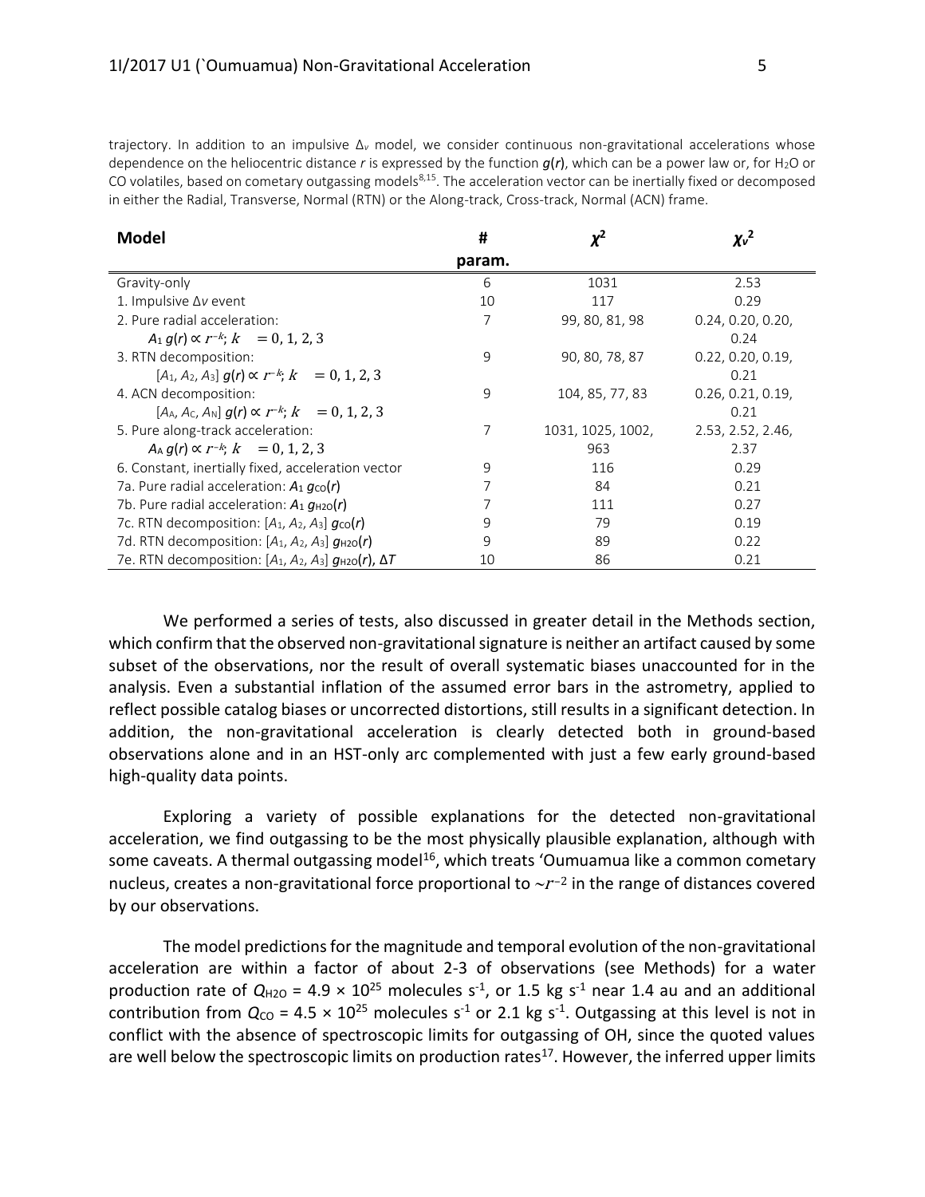trajectory. In addition to an impulsive $\Delta_v$ model, we consider continuous non-gravitational accelerations whose dependence on the heliocentric distance *r* is expressed by the function *g*(*r*), which can be a power law or, for $H_2O$ or CO volatiles, based on cometary outgassing models[8,15]. The acceleration vector can be inertially fixed or decomposed in either the Radial, Transverse, Normal (RTN) or the Along-track, Cross-track, Normal (ACN) frame.

| Model | # param. | $\chi^2$ | $\chi_\nu^2$ |
|---|---|---|---|
| Gravity-only | 6 | 1031 | 2.53 |
| 1. Impulsive $\Delta v$ event | 10 | 117 | 0.29 |
| 2. Pure radial acceleration: $A_1\, g(r) \propto r^{-k};\ k = 0, 1, 2, 3$ | 7 | 99, 80, 81, 98 | 0.24, 0.20, 0.20, 0.24 |
| 3. RTN decomposition: $[A_1, A_2, A_3]\, g(r) \propto r^{-k};\ k = 0, 1, 2, 3$ | 9 | 90, 80, 78, 87 | 0.22, 0.20, 0.19, 0.21 |
| 4. ACN decomposition: $[A_A, A_C, A_N]\, g(r) \propto r^{-k};\ k = 0, 1, 2, 3$ | 9 | 104, 85, 77, 83 | 0.26, 0.21, 0.19, 0.21 |
| 5. Pure along-track acceleration: $A_A\, g(r) \propto r^{-k};\ k = 0, 1, 2, 3$ | 7 | 1031, 1025, 1002, 963 | 2.53, 2.52, 2.46, 2.37 |
| 6. Constant, inertially fixed, acceleration vector | 9 | 116 | 0.29 |
| 7a. Pure radial acceleration: $A_1\, g_{CO}(r)$ | 7 | 84 | 0.21 |
| 7b. Pure radial acceleration: $A_1\, g_{H_2O}(r)$ | 7 | 111 | 0.27 |
| 7c. RTN decomposition: $[A_1, A_2, A_3]\, g_{CO}(r)$ | 9 | 79 | 0.19 |
| 7d. RTN decomposition: $[A_1, A_2, A_3]\, g_{H_2O}(r)$ | 9 | 89 | 0.22 |
| 7e. RTN decomposition: $[A_1, A_2, A_3]\, g_{H_2O}(r)$, $\Delta T$ | 10 | 86 | 0.21 |

We performed a series of tests, also discussed in greater detail in the Methods section, which confirm that the observed non-gravitational signature is neither an artifact caused by some subset of the observations, nor the result of overall systematic biases unaccounted for in the analysis. Even a substantial inflation of the assumed error bars in the astrometry, applied to reflect possible catalog biases or uncorrected distortions, still results in a significant detection. In addition, the non-gravitational acceleration is clearly detected both in ground-based observations alone and in an HST-only arc complemented with just a few early ground-based high-quality data points.

Exploring a variety of possible explanations for the detected non-gravitational acceleration, we find outgassing to be the most physically plausible explanation, although with some caveats. A thermal outgassing model[16], which treats 'Oumuamua like a common cometary nucleus, creates a non-gravitational force proportional to $\sim r^{-2}$ in the range of distances covered by our observations.

The model predictions for the magnitude and temporal evolution of the non-gravitational acceleration are within a factor of about 2-3 of observations (see Methods) for a water production rate of $Q_{H_2O} = 4.9 \times 10^{25}$ molecules s$^{-1}$, or 1.5 kg s$^{-1}$ near 1.4 au and an additional contribution from $Q_{CO} = 4.5 \times 10^{25}$ molecules s$^{-1}$ or 2.1 kg s$^{-1}$. Outgassing at this level is not in conflict with the absence of spectroscopic limits for outgassing of OH, since the quoted values are well below the spectroscopic limits on production rates[17]. However, the inferred upper limits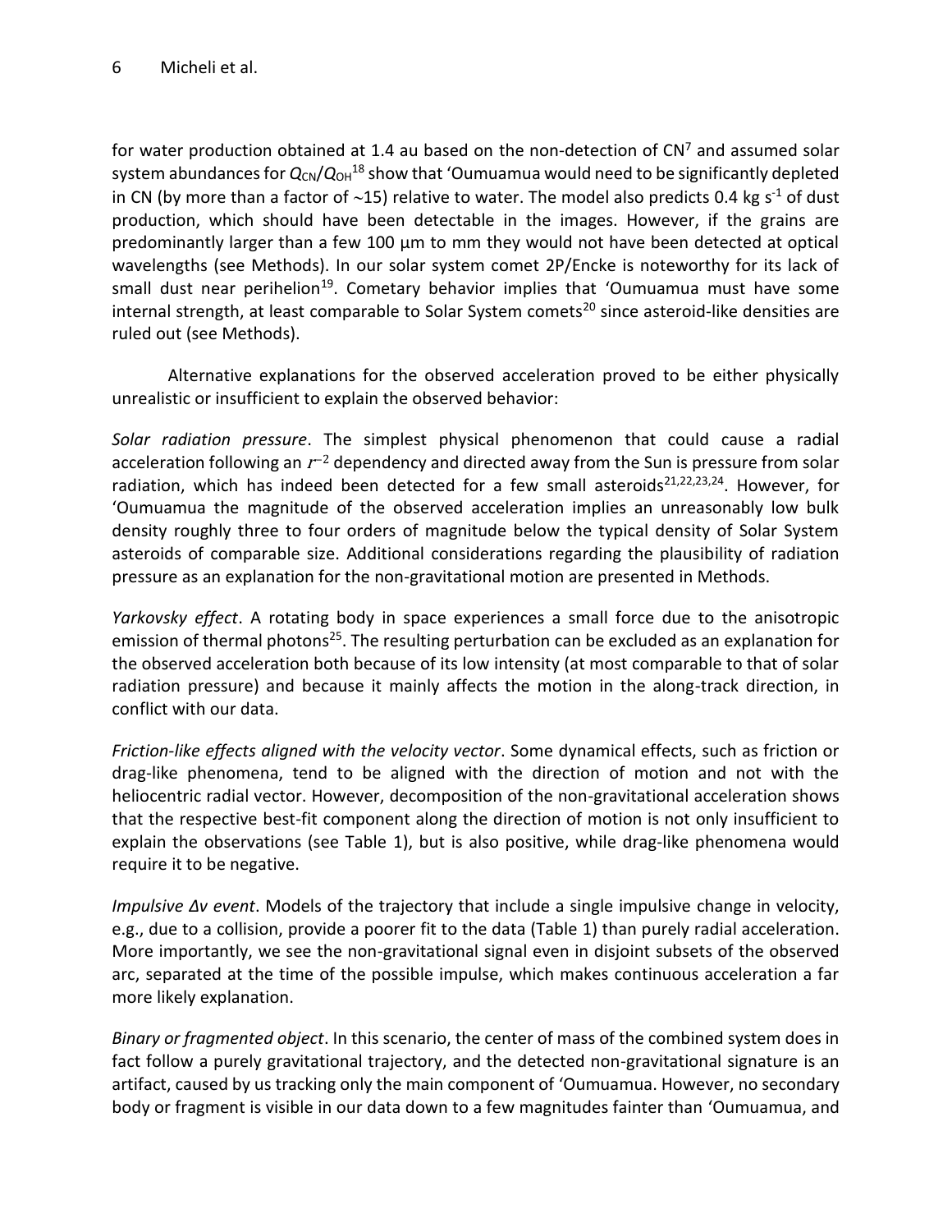for water production obtained at 1.4 au based on the non-detection of CN[7] and assumed solar system abundances for $Q_{CN}/Q_{OH}$[18] show that 'Oumuamua would need to be significantly depleted in CN (by more than a factor of ~15) relative to water. The model also predicts 0.4 kg s$^{-1}$ of dust production, which should have been detectable in the images. However, if the grains are predominantly larger than a few 100 µm to mm they would not have been detected at optical wavelengths (see Methods). In our solar system comet 2P/Encke is noteworthy for its lack of small dust near perihelion[19]. Cometary behavior implies that 'Oumuamua must have some internal strength, at least comparable to Solar System comets[20] since asteroid-like densities are ruled out (see Methods).

Alternative explanations for the observed acceleration proved to be either physically unrealistic or insufficient to explain the observed behavior:

*Solar radiation pressure*. The simplest physical phenomenon that could cause a radial acceleration following an $r^{-2}$ dependency and directed away from the Sun is pressure from solar radiation, which has indeed been detected for a few small asteroids[21,22,23,24]. However, for 'Oumuamua the magnitude of the observed acceleration implies an unreasonably low bulk density roughly three to four orders of magnitude below the typical density of Solar System asteroids of comparable size. Additional considerations regarding the plausibility of radiation pressure as an explanation for the non-gravitational motion are presented in Methods.

*Yarkovsky effect*. A rotating body in space experiences a small force due to the anisotropic emission of thermal photons[25]. The resulting perturbation can be excluded as an explanation for the observed acceleration both because of its low intensity (at most comparable to that of solar radiation pressure) and because it mainly affects the motion in the along-track direction, in conflict with our data.

*Friction-like effects aligned with the velocity vector*. Some dynamical effects, such as friction or drag-like phenomena, tend to be aligned with the direction of motion and not with the heliocentric radial vector. However, decomposition of the non-gravitational acceleration shows that the respective best-fit component along the direction of motion is not only insufficient to explain the observations (see Table 1), but is also positive, while drag-like phenomena would require it to be negative.

*Impulsive Δv event*. Models of the trajectory that include a single impulsive change in velocity, e.g., due to a collision, provide a poorer fit to the data (Table 1) than purely radial acceleration. More importantly, we see the non-gravitational signal even in disjoint subsets of the observed arc, separated at the time of the possible impulse, which makes continuous acceleration a far more likely explanation.

*Binary or fragmented object*. In this scenario, the center of mass of the combined system does in fact follow a purely gravitational trajectory, and the detected non-gravitational signature is an artifact, caused by us tracking only the main component of 'Oumuamua. However, no secondary body or fragment is visible in our data down to a few magnitudes fainter than 'Oumuamua, and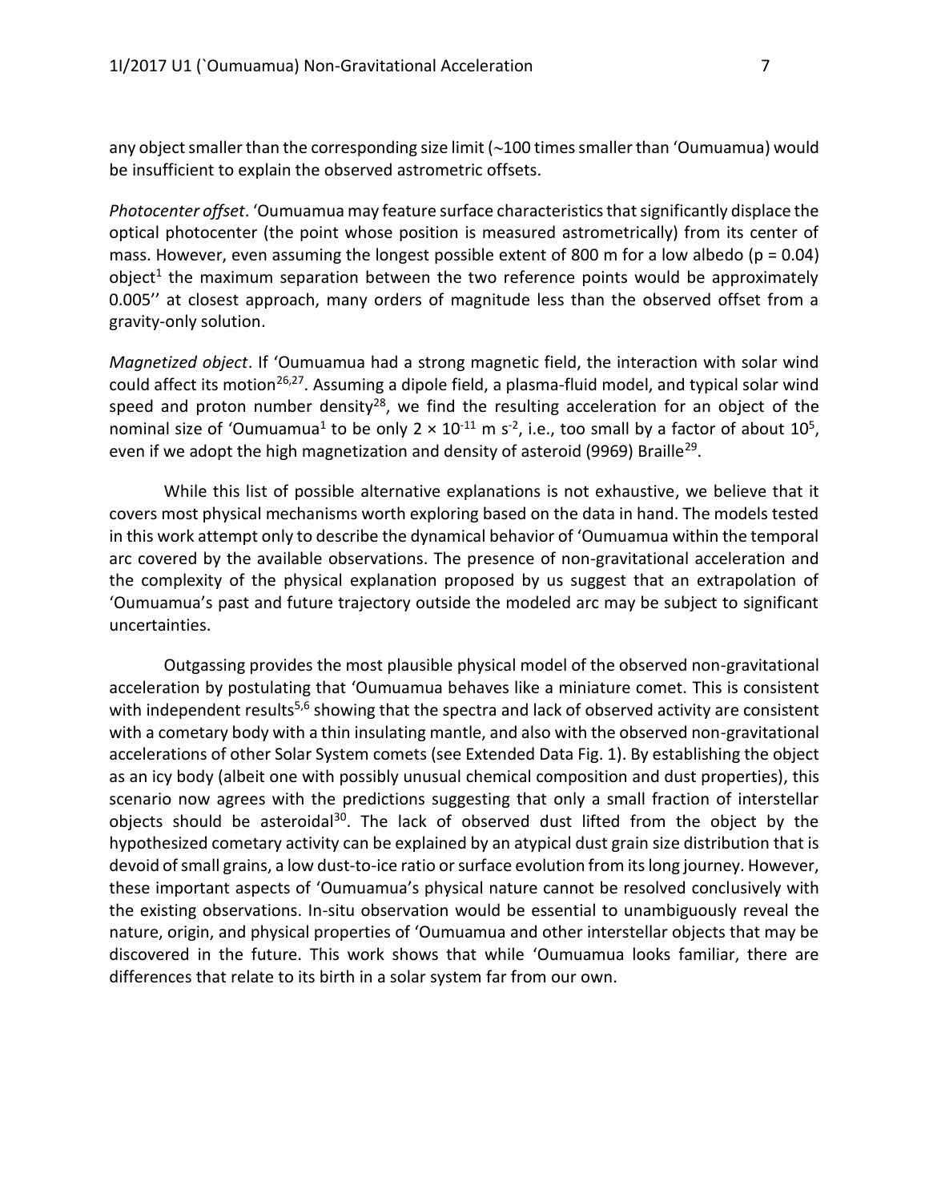any object smaller than the corresponding size limit (~100 times smaller than 'Oumuamua) would be insufficient to explain the observed astrometric offsets.

*Photocenter offset*. 'Oumuamua may feature surface characteristics that significantly displace the optical photocenter (the point whose position is measured astrometrically) from its center of mass. However, even assuming the longest possible extent of 800 m for a low albedo ($p = 0.04$) object[1] the maximum separation between the two reference points would be approximately 0.005'' at closest approach, many orders of magnitude less than the observed offset from a gravity-only solution.

*Magnetized object*. If 'Oumuamua had a strong magnetic field, the interaction with solar wind could affect its motion[26,27]. Assuming a dipole field, a plasma-fluid model, and typical solar wind speed and proton number density[28], we find the resulting acceleration for an object of the nominal size of 'Oumuamua[1] to be only $2 \times 10^{-11}$ m s$^{-2}$, i.e., too small by a factor of about $10^5$, even if we adopt the high magnetization and density of asteroid (9969) Braille[29].

While this list of possible alternative explanations is not exhaustive, we believe that it covers most physical mechanisms worth exploring based on the data in hand. The models tested in this work attempt only to describe the dynamical behavior of 'Oumuamua within the temporal arc covered by the available observations. The presence of non-gravitational acceleration and the complexity of the physical explanation proposed by us suggest that an extrapolation of 'Oumuamua's past and future trajectory outside the modeled arc may be subject to significant uncertainties.

Outgassing provides the most plausible physical model of the observed non-gravitational acceleration by postulating that 'Oumuamua behaves like a miniature comet. This is consistent with independent results[5,6] showing that the spectra and lack of observed activity are consistent with a cometary body with a thin insulating mantle, and also with the observed non-gravitational accelerations of other Solar System comets (see Extended Data Fig. 1). By establishing the object as an icy body (albeit one with possibly unusual chemical composition and dust properties), this scenario now agrees with the predictions suggesting that only a small fraction of interstellar objects should be asteroidal[30]. The lack of observed dust lifted from the object by the hypothesized cometary activity can be explained by an atypical dust grain size distribution that is devoid of small grains, a low dust-to-ice ratio or surface evolution from its long journey. However, these important aspects of 'Oumuamua's physical nature cannot be resolved conclusively with the existing observations. In-situ observation would be essential to unambiguously reveal the nature, origin, and physical properties of 'Oumuamua and other interstellar objects that may be discovered in the future. This work shows that while 'Oumuamua looks familiar, there are differences that relate to its birth in a solar system far from our own.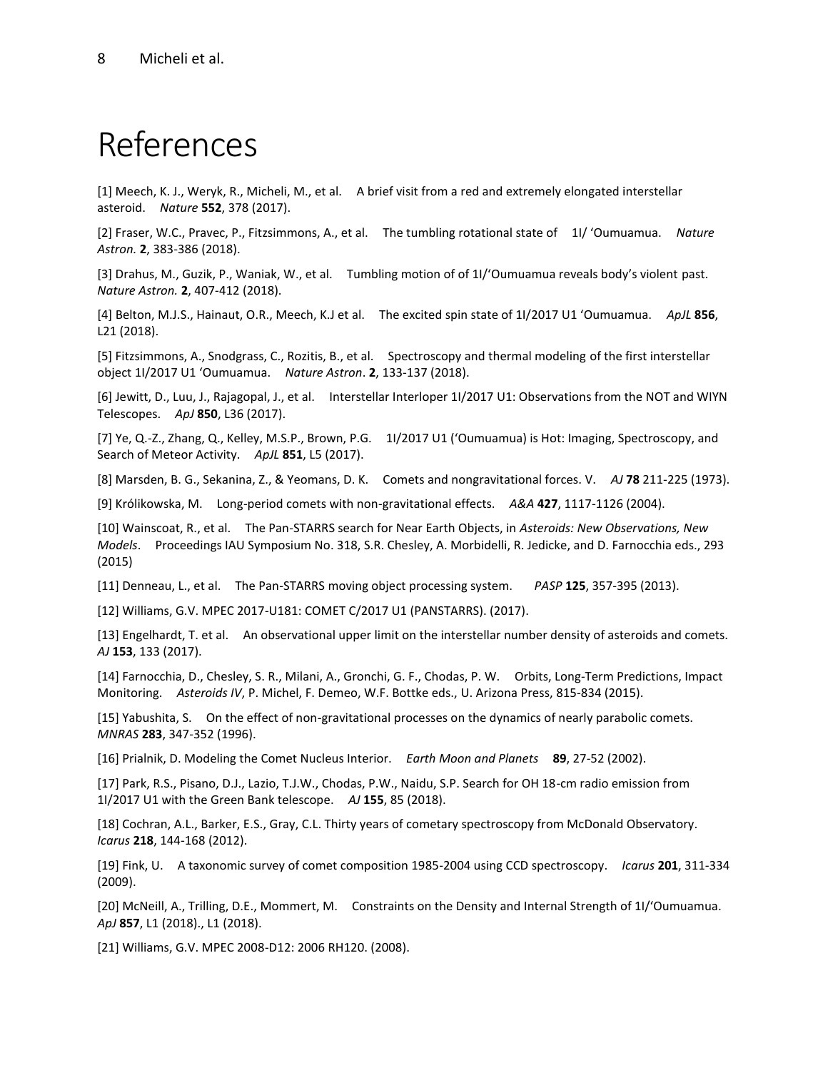# References

[1] Meech, K. J., Weryk, R., Micheli, M., et al. A brief visit from a red and extremely elongated interstellar asteroid. *Nature* **552**, 378 (2017).

[2] Fraser, W.C., Pravec, P., Fitzsimmons, A., et al. The tumbling rotational state of 1I/ 'Oumuamua. *Nature Astron.* **2**, 383-386 (2018).

[3] Drahus, M., Guzik, P., Waniak, W., et al. Tumbling motion of of 1I/'Oumuamua reveals body's violent past. *Nature Astron.* **2**, 407-412 (2018).

[4] Belton, M.J.S., Hainaut, O.R., Meech, K.J et al. The excited spin state of 1I/2017 U1 'Oumuamua. *ApJL* **856**, L21 (2018).

[5] Fitzsimmons, A., Snodgrass, C., Rozitis, B., et al. Spectroscopy and thermal modeling of the first interstellar object 1I/2017 U1 'Oumuamua. *Nature Astron*. **2**, 133-137 (2018).

[6] Jewitt, D., Luu, J., Rajagopal, J., et al. Interstellar Interloper 1I/2017 U1: Observations from the NOT and WIYN Telescopes. *ApJ* **850**, L36 (2017).

[7] Ye, Q.-Z., Zhang, Q., Kelley, M.S.P., Brown, P.G. 1I/2017 U1 ('Oumuamua) is Hot: Imaging, Spectroscopy, and Search of Meteor Activity. *ApJL* **851**, L5 (2017).

[8] Marsden, B. G., Sekanina, Z., & Yeomans, D. K. Comets and nongravitational forces. V. *AJ* **78** 211-225 (1973).

[9] Królikowska, M. Long-period comets with non-gravitational effects. *A&A* **427**, 1117-1126 (2004).

[10] Wainscoat, R., et al. The Pan-STARRS search for Near Earth Objects, in *Asteroids: New Observations, New Models*. Proceedings IAU Symposium No. 318, S.R. Chesley, A. Morbidelli, R. Jedicke, and D. Farnocchia eds., 293 (2015)

[11] Denneau, L., et al. The Pan-STARRS moving object processing system. *PASP* **125**, 357-395 (2013).

[12] Williams, G.V. MPEC 2017-U181: COMET C/2017 U1 (PANSTARRS). (2017).

[13] Engelhardt, T. et al. An observational upper limit on the interstellar number density of asteroids and comets. *AJ* **153**, 133 (2017).

[14] Farnocchia, D., Chesley, S. R., Milani, A., Gronchi, G. F., Chodas, P. W. Orbits, Long-Term Predictions, Impact Monitoring. *Asteroids IV*, P. Michel, F. Demeo, W.F. Bottke eds., U. Arizona Press, 815-834 (2015).

[15] Yabushita, S. On the effect of non-gravitational processes on the dynamics of nearly parabolic comets. *MNRAS* **283**, 347-352 (1996).

[16] Prialnik, D. Modeling the Comet Nucleus Interior. *Earth Moon and Planets* **89**, 27-52 (2002).

[17] Park, R.S., Pisano, D.J., Lazio, T.J.W., Chodas, P.W., Naidu, S.P. Search for OH 18-cm radio emission from 1I/2017 U1 with the Green Bank telescope. *AJ* **155**, 85 (2018).

[18] Cochran, A.L., Barker, E.S., Gray, C.L. Thirty years of cometary spectroscopy from McDonald Observatory. *Icarus* **218**, 144-168 (2012).

[19] Fink, U. A taxonomic survey of comet composition 1985-2004 using CCD spectroscopy. *Icarus* **201**, 311-334 (2009).

[20] McNeill, A., Trilling, D.E., Mommert, M. Constraints on the Density and Internal Strength of 1I/'Oumuamua. *ApJ* **857**, L1 (2018)., L1 (2018).

[21] Williams, G.V. MPEC 2008-D12: 2006 RH120. (2008).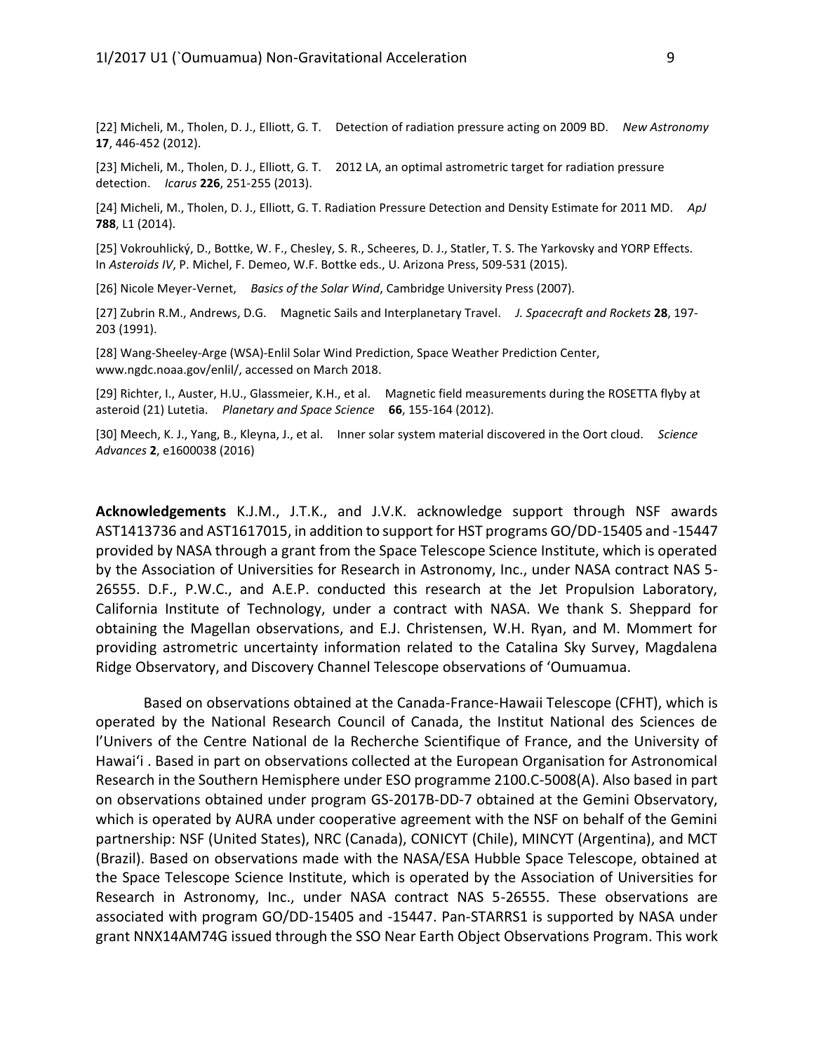[22] Micheli, M., Tholen, D. J., Elliott, G. T. Detection of radiation pressure acting on 2009 BD. *New Astronomy* **17**, 446-452 (2012).

[23] Micheli, M., Tholen, D. J., Elliott, G. T. 2012 LA, an optimal astrometric target for radiation pressure detection. *Icarus* **226**, 251-255 (2013).

[24] Micheli, M., Tholen, D. J., Elliott, G. T. Radiation Pressure Detection and Density Estimate for 2011 MD. *ApJ* **788**, L1 (2014).

[25] Vokrouhlický, D., Bottke, W. F., Chesley, S. R., Scheeres, D. J., Statler, T. S. The Yarkovsky and YORP Effects. In *Asteroids IV*, P. Michel, F. Demeo, W.F. Bottke eds., U. Arizona Press, 509-531 (2015).

[26] Nicole Meyer-Vernet, *Basics of the Solar Wind*, Cambridge University Press (2007).

[27] Zubrin R.M., Andrews, D.G. Magnetic Sails and Interplanetary Travel. *J. Spacecraft and Rockets* **28**, 197-203 (1991).

[28] Wang-Sheeley-Arge (WSA)-Enlil Solar Wind Prediction, Space Weather Prediction Center, www.ngdc.noaa.gov/enlil/, accessed on March 2018.

[29] Richter, I., Auster, H.U., Glassmeier, K.H., et al. Magnetic field measurements during the ROSETTA flyby at asteroid (21) Lutetia. *Planetary and Space Science* **66**, 155-164 (2012).

[30] Meech, K. J., Yang, B., Kleyna, J., et al. Inner solar system material discovered in the Oort cloud. *Science Advances* **2**, e1600038 (2016)

**Acknowledgements** K.J.M., J.T.K., and J.V.K. acknowledge support through NSF awards AST1413736 and AST1617015, in addition to support for HST programs GO/DD-15405 and -15447 provided by NASA through a grant from the Space Telescope Science Institute, which is operated by the Association of Universities for Research in Astronomy, Inc., under NASA contract NAS 5-26555. D.F., P.W.C., and A.E.P. conducted this research at the Jet Propulsion Laboratory, California Institute of Technology, under a contract with NASA. We thank S. Sheppard for obtaining the Magellan observations, and E.J. Christensen, W.H. Ryan, and M. Mommert for providing astrometric uncertainty information related to the Catalina Sky Survey, Magdalena Ridge Observatory, and Discovery Channel Telescope observations of 'Oumuamua.

Based on observations obtained at the Canada-France-Hawaii Telescope (CFHT), which is operated by the National Research Council of Canada, the Institut National des Sciences de l'Univers of the Centre National de la Recherche Scientifique of France, and the University of Hawai'i . Based in part on observations collected at the European Organisation for Astronomical Research in the Southern Hemisphere under ESO programme 2100.C-5008(A). Also based in part on observations obtained under program GS-2017B-DD-7 obtained at the Gemini Observatory, which is operated by AURA under cooperative agreement with the NSF on behalf of the Gemini partnership: NSF (United States), NRC (Canada), CONICYT (Chile), MINCYT (Argentina), and MCT (Brazil). Based on observations made with the NASA/ESA Hubble Space Telescope, obtained at the Space Telescope Science Institute, which is operated by the Association of Universities for Research in Astronomy, Inc., under NASA contract NAS 5-26555. These observations are associated with program GO/DD-15405 and -15447. Pan-STARRS1 is supported by NASA under grant NNX14AM74G issued through the SSO Near Earth Object Observations Program. This work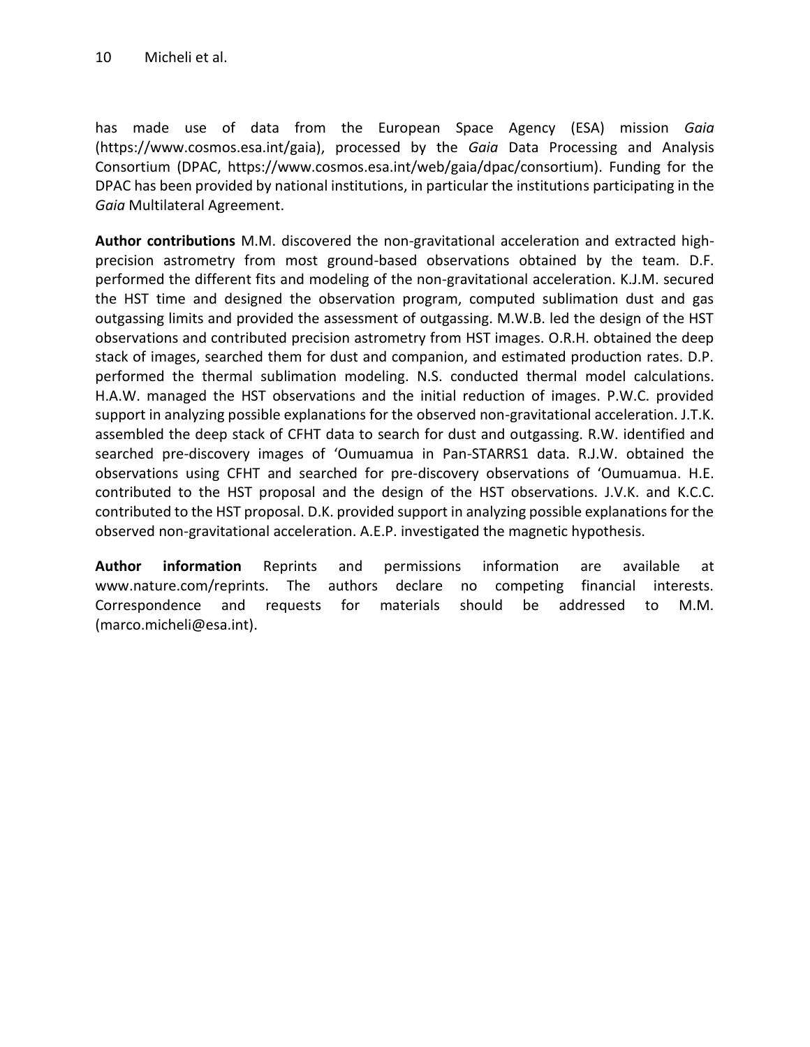has made use of data from the European Space Agency (ESA) mission *Gaia* (https://www.cosmos.esa.int/gaia), processed by the *Gaia* Data Processing and Analysis Consortium (DPAC, https://www.cosmos.esa.int/web/gaia/dpac/consortium). Funding for the DPAC has been provided by national institutions, in particular the institutions participating in the *Gaia* Multilateral Agreement.

**Author contributions** M.M. discovered the non-gravitational acceleration and extracted high-precision astrometry from most ground-based observations obtained by the team. D.F. performed the different fits and modeling of the non-gravitational acceleration. K.J.M. secured the HST time and designed the observation program, computed sublimation dust and gas outgassing limits and provided the assessment of outgassing. M.W.B. led the design of the HST observations and contributed precision astrometry from HST images. O.R.H. obtained the deep stack of images, searched them for dust and companion, and estimated production rates. D.P. performed the thermal sublimation modeling. N.S. conducted thermal model calculations. H.A.W. managed the HST observations and the initial reduction of images. P.W.C. provided support in analyzing possible explanations for the observed non-gravitational acceleration. J.T.K. assembled the deep stack of CFHT data to search for dust and outgassing. R.W. identified and searched pre-discovery images of ‘Oumuamua in Pan-STARRS1 data. R.J.W. obtained the observations using CFHT and searched for pre-discovery observations of ‘Oumuamua. H.E. contributed to the HST proposal and the design of the HST observations. J.V.K. and K.C.C. contributed to the HST proposal. D.K. provided support in analyzing possible explanations for the observed non-gravitational acceleration. A.E.P. investigated the magnetic hypothesis.

**Author information** Reprints and permissions information are available at www.nature.com/reprints. The authors declare no competing financial interests. Correspondence and requests for materials should be addressed to M.M. (marco.micheli@esa.int).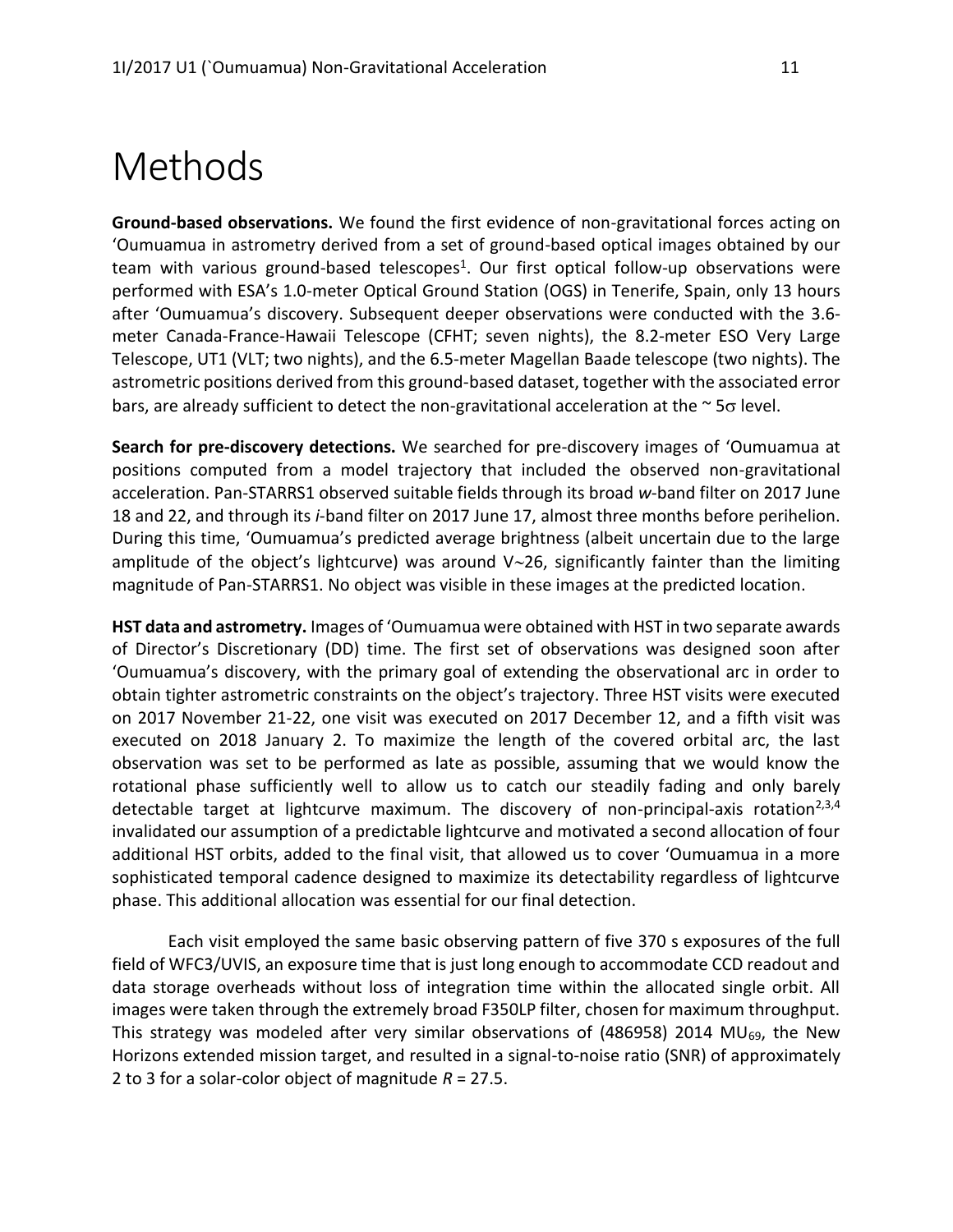# Methods

**Ground-based observations.** We found the first evidence of non-gravitational forces acting on 'Oumuamua in astrometry derived from a set of ground-based optical images obtained by our team with various ground-based telescopes[1]. Our first optical follow-up observations were performed with ESA's 1.0-meter Optical Ground Station (OGS) in Tenerife, Spain, only 13 hours after 'Oumuamua's discovery. Subsequent deeper observations were conducted with the 3.6-meter Canada-France-Hawaii Telescope (CFHT; seven nights), the 8.2-meter ESO Very Large Telescope, UT1 (VLT; two nights), and the 6.5-meter Magellan Baade telescope (two nights). The astrometric positions derived from this ground-based dataset, together with the associated error bars, are already sufficient to detect the non-gravitational acceleration at the $\sim 5\sigma$ level.

**Search for pre-discovery detections.** We searched for pre-discovery images of 'Oumuamua at positions computed from a model trajectory that included the observed non-gravitational acceleration. Pan-STARRS1 observed suitable fields through its broad *w*-band filter on 2017 June 18 and 22, and through its *i*-band filter on 2017 June 17, almost three months before perihelion. During this time, 'Oumuamua's predicted average brightness (albeit uncertain due to the large amplitude of the object's lightcurve) was around $V \sim 26$, significantly fainter than the limiting magnitude of Pan-STARRS1. No object was visible in these images at the predicted location.

**HST data and astrometry.** Images of 'Oumuamua were obtained with HST in two separate awards of Director's Discretionary (DD) time. The first set of observations was designed soon after 'Oumuamua's discovery, with the primary goal of extending the observational arc in order to obtain tighter astrometric constraints on the object's trajectory. Three HST visits were executed on 2017 November 21-22, one visit was executed on 2017 December 12, and a fifth visit was executed on 2018 January 2. To maximize the length of the covered orbital arc, the last observation was set to be performed as late as possible, assuming that we would know the rotational phase sufficiently well to allow us to catch our steadily fading and only barely detectable target at lightcurve maximum. The discovery of non-principal-axis rotation[2,3,4] invalidated our assumption of a predictable lightcurve and motivated a second allocation of four additional HST orbits, added to the final visit, that allowed us to cover 'Oumuamua in a more sophisticated temporal cadence designed to maximize its detectability regardless of lightcurve phase. This additional allocation was essential for our final detection.

Each visit employed the same basic observing pattern of five 370 s exposures of the full field of WFC3/UVIS, an exposure time that is just long enough to accommodate CCD readout and data storage overheads without loss of integration time within the allocated single orbit. All images were taken through the extremely broad F350LP filter, chosen for maximum throughput. This strategy was modeled after very similar observations of (486958) 2014 $MU_{69}$, the New Horizons extended mission target, and resulted in a signal-to-noise ratio (SNR) of approximately 2 to 3 for a solar-color object of magnitude $R = 27.5$.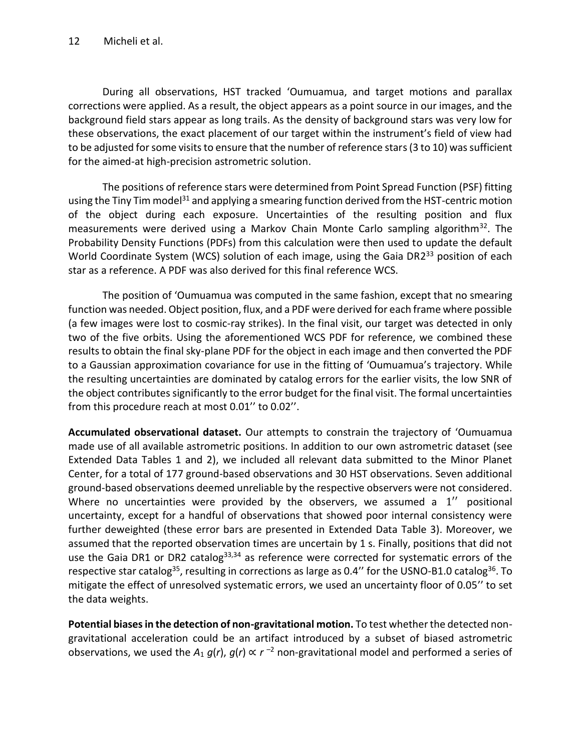During all observations, HST tracked 'Oumuamua, and target motions and parallax corrections were applied. As a result, the object appears as a point source in our images, and the background field stars appear as long trails. As the density of background stars was very low for these observations, the exact placement of our target within the instrument's field of view had to be adjusted for some visits to ensure that the number of reference stars (3 to 10) was sufficient for the aimed-at high-precision astrometric solution.

The positions of reference stars were determined from Point Spread Function (PSF) fitting using the Tiny Tim model[31] and applying a smearing function derived from the HST-centric motion of the object during each exposure. Uncertainties of the resulting position and flux measurements were derived using a Markov Chain Monte Carlo sampling algorithm[32]. The Probability Density Functions (PDFs) from this calculation were then used to update the default World Coordinate System (WCS) solution of each image, using the Gaia DR2[33] position of each star as a reference. A PDF was also derived for this final reference WCS.

The position of 'Oumuamua was computed in the same fashion, except that no smearing function was needed. Object position, flux, and a PDF were derived for each frame where possible (a few images were lost to cosmic-ray strikes). In the final visit, our target was detected in only two of the five orbits. Using the aforementioned WCS PDF for reference, we combined these results to obtain the final sky-plane PDF for the object in each image and then converted the PDF to a Gaussian approximation covariance for use in the fitting of 'Oumuamua's trajectory. While the resulting uncertainties are dominated by catalog errors for the earlier visits, the low SNR of the object contributes significantly to the error budget for the final visit. The formal uncertainties from this procedure reach at most 0.01'' to 0.02''.

**Accumulated observational dataset.** Our attempts to constrain the trajectory of 'Oumuamua made use of all available astrometric positions. In addition to our own astrometric dataset (see Extended Data Tables 1 and 2), we included all relevant data submitted to the Minor Planet Center, for a total of 177 ground-based observations and 30 HST observations. Seven additional ground-based observations deemed unreliable by the respective observers were not considered. Where no uncertainties were provided by the observers, we assumed a 1'' positional uncertainty, except for a handful of observations that showed poor internal consistency were further deweighted (these error bars are presented in Extended Data Table 3). Moreover, we assumed that the reported observation times are uncertain by 1 s. Finally, positions that did not use the Gaia DR1 or DR2 catalog[33,34] as reference were corrected for systematic errors of the respective star catalog[35], resulting in corrections as large as 0.4'' for the USNO-B1.0 catalog[36]. To mitigate the effect of unresolved systematic errors, we used an uncertainty floor of 0.05'' to set the data weights.

**Potential biases in the detection of non-gravitational motion.** To test whether the detected non-gravitational acceleration could be an artifact introduced by a subset of biased astrometric observations, we used the $A_1\, g(r)$, $g(r) \propto r^{-2}$ non-gravitational model and performed a series of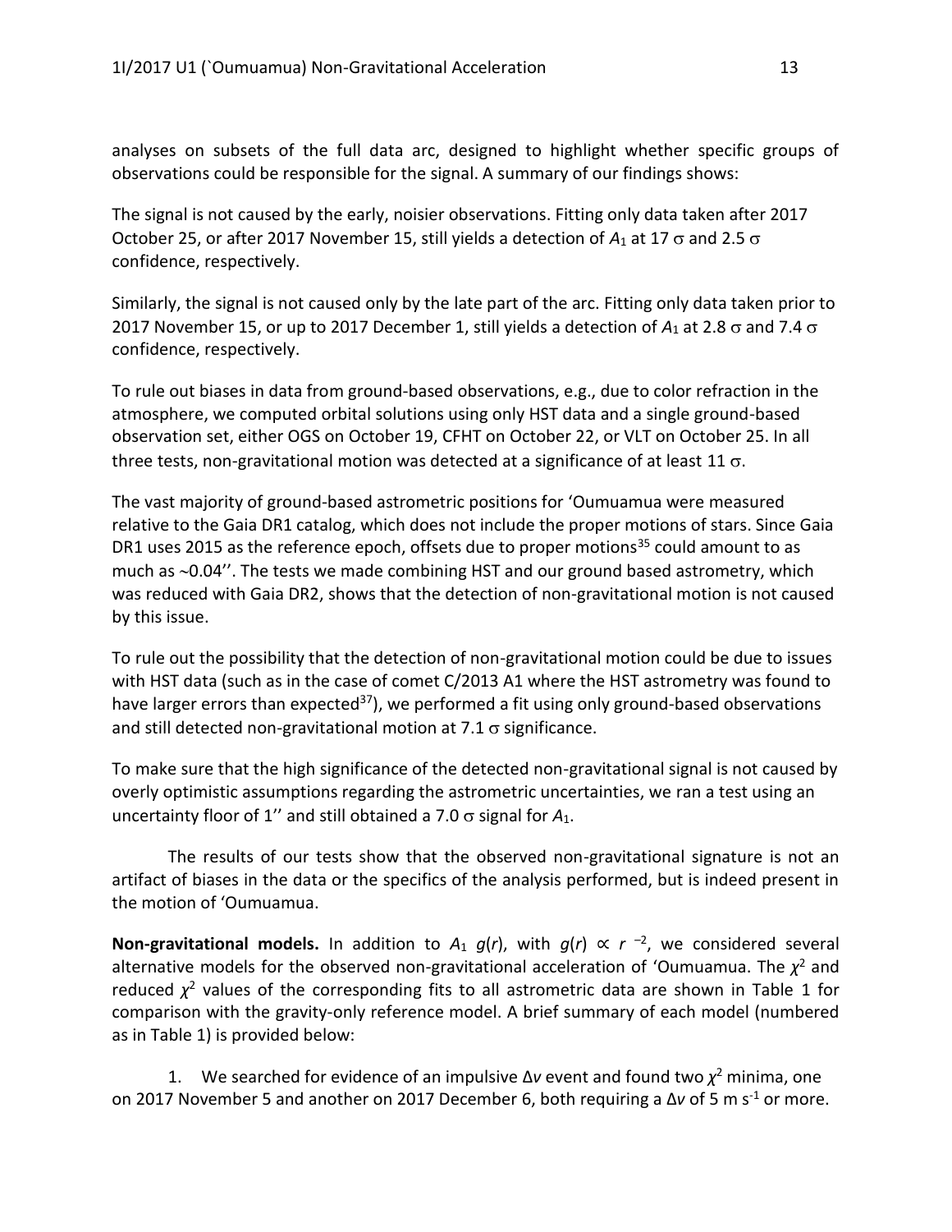analyses on subsets of the full data arc, designed to highlight whether specific groups of observations could be responsible for the signal. A summary of our findings shows:

The signal is not caused by the early, noisier observations. Fitting only data taken after 2017 October 25, or after 2017 November 15, still yields a detection of $A_1$ at 17 $\sigma$ and 2.5 $\sigma$ confidence, respectively.

Similarly, the signal is not caused only by the late part of the arc. Fitting only data taken prior to 2017 November 15, or up to 2017 December 1, still yields a detection of $A_1$ at 2.8 $\sigma$ and 7.4 $\sigma$ confidence, respectively.

To rule out biases in data from ground-based observations, e.g., due to color refraction in the atmosphere, we computed orbital solutions using only HST data and a single ground-based observation set, either OGS on October 19, CFHT on October 22, or VLT on October 25. In all three tests, non-gravitational motion was detected at a significance of at least 11 $\sigma$.

The vast majority of ground-based astrometric positions for ‘Oumuamua were measured relative to the Gaia DR1 catalog, which does not include the proper motions of stars. Since Gaia DR1 uses 2015 as the reference epoch, offsets due to proper motions[35] could amount to as much as ~0.04''. The tests we made combining HST and our ground based astrometry, which was reduced with Gaia DR2, shows that the detection of non-gravitational motion is not caused by this issue.

To rule out the possibility that the detection of non-gravitational motion could be due to issues with HST data (such as in the case of comet C/2013 A1 where the HST astrometry was found to have larger errors than expected[37]), we performed a fit using only ground-based observations and still detected non-gravitational motion at 7.1 $\sigma$ significance.

To make sure that the high significance of the detected non-gravitational signal is not caused by overly optimistic assumptions regarding the astrometric uncertainties, we ran a test using an uncertainty floor of 1'' and still obtained a 7.0 $\sigma$ signal for $A_1$.

The results of our tests show that the observed non-gravitational signature is not an artifact of biases in the data or the specifics of the analysis performed, but is indeed present in the motion of ‘Oumuamua.

**Non-gravitational models.** In addition to $A_1$ $g(r)$, with $g(r) \propto r^{-2}$, we considered several alternative models for the observed non-gravitational acceleration of ‘Oumuamua. The $\chi^2$ and reduced $\chi^2$ values of the corresponding fits to all astrometric data are shown in Table 1 for comparison with the gravity-only reference model. A brief summary of each model (numbered as in Table 1) is provided below:

1. We searched for evidence of an impulsive $\Delta v$ event and found two $\chi^2$ minima, one on 2017 November 5 and another on 2017 December 6, both requiring a $\Delta v$ of 5 m s$^{-1}$ or more.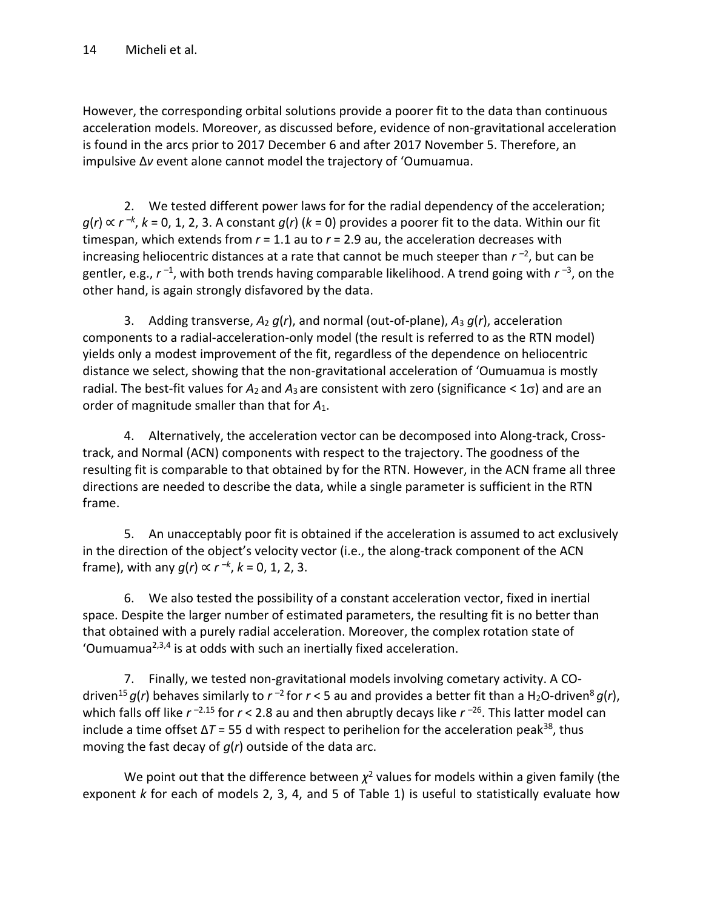However, the corresponding orbital solutions provide a poorer fit to the data than continuous acceleration models. Moreover, as discussed before, evidence of non-gravitational acceleration is found in the arcs prior to 2017 December 6 and after 2017 November 5. Therefore, an impulsive $\Delta v$ event alone cannot model the trajectory of 'Oumuamua.

2. We tested different power laws for for the radial dependency of the acceleration; $g(r) \propto r^{-k}$, $k = 0, 1, 2, 3$. A constant $g(r)$ ($k = 0$) provides a poorer fit to the data. Within our fit timespan, which extends from $r = 1.1$ au to $r = 2.9$ au, the acceleration decreases with increasing heliocentric distances at a rate that cannot be much steeper than $r^{-2}$, but can be gentler, e.g., $r^{-1}$, with both trends having comparable likelihood. A trend going with $r^{-3}$, on the other hand, is again strongly disfavored by the data.

3. Adding transverse, $A_2\, g(r)$, and normal (out-of-plane), $A_3\, g(r)$, acceleration components to a radial-acceleration-only model (the result is referred to as the RTN model) yields only a modest improvement of the fit, regardless of the dependence on heliocentric distance we select, showing that the non-gravitational acceleration of 'Oumuamua is mostly radial. The best-fit values for $A_2$ and $A_3$ are consistent with zero (significance $< 1\sigma$) and are an order of magnitude smaller than that for $A_1$.

4. Alternatively, the acceleration vector can be decomposed into Along-track, Cross-track, and Normal (ACN) components with respect to the trajectory. The goodness of the resulting fit is comparable to that obtained by for the RTN. However, in the ACN frame all three directions are needed to describe the data, while a single parameter is sufficient in the RTN frame.

5. An unacceptably poor fit is obtained if the acceleration is assumed to act exclusively in the direction of the object's velocity vector (i.e., the along-track component of the ACN frame), with any $g(r) \propto r^{-k}$, $k = 0, 1, 2, 3$.

6. We also tested the possibility of a constant acceleration vector, fixed in inertial space. Despite the larger number of estimated parameters, the resulting fit is no better than that obtained with a purely radial acceleration. Moreover, the complex rotation state of 'Oumuamua[2,3,4] is at odds with such an inertially fixed acceleration.

7. Finally, we tested non-gravitational models involving cometary activity. A CO-driven[15] $g(r)$ behaves similarly to $r^{-2}$ for $r < 5$ au and provides a better fit than a $H_2O$-driven[8] $g(r)$, which falls off like $r^{-2.15}$ for $r < 2.8$ au and then abruptly decays like $r^{-26}$. This latter model can include a time offset $\Delta T = 55$ d with respect to perihelion for the acceleration peak[38], thus moving the fast decay of $g(r)$ outside of the data arc.

We point out that the difference between $\chi^2$ values for models within a given family (the exponent $k$ for each of models 2, 3, 4, and 5 of Table 1) is useful to statistically evaluate how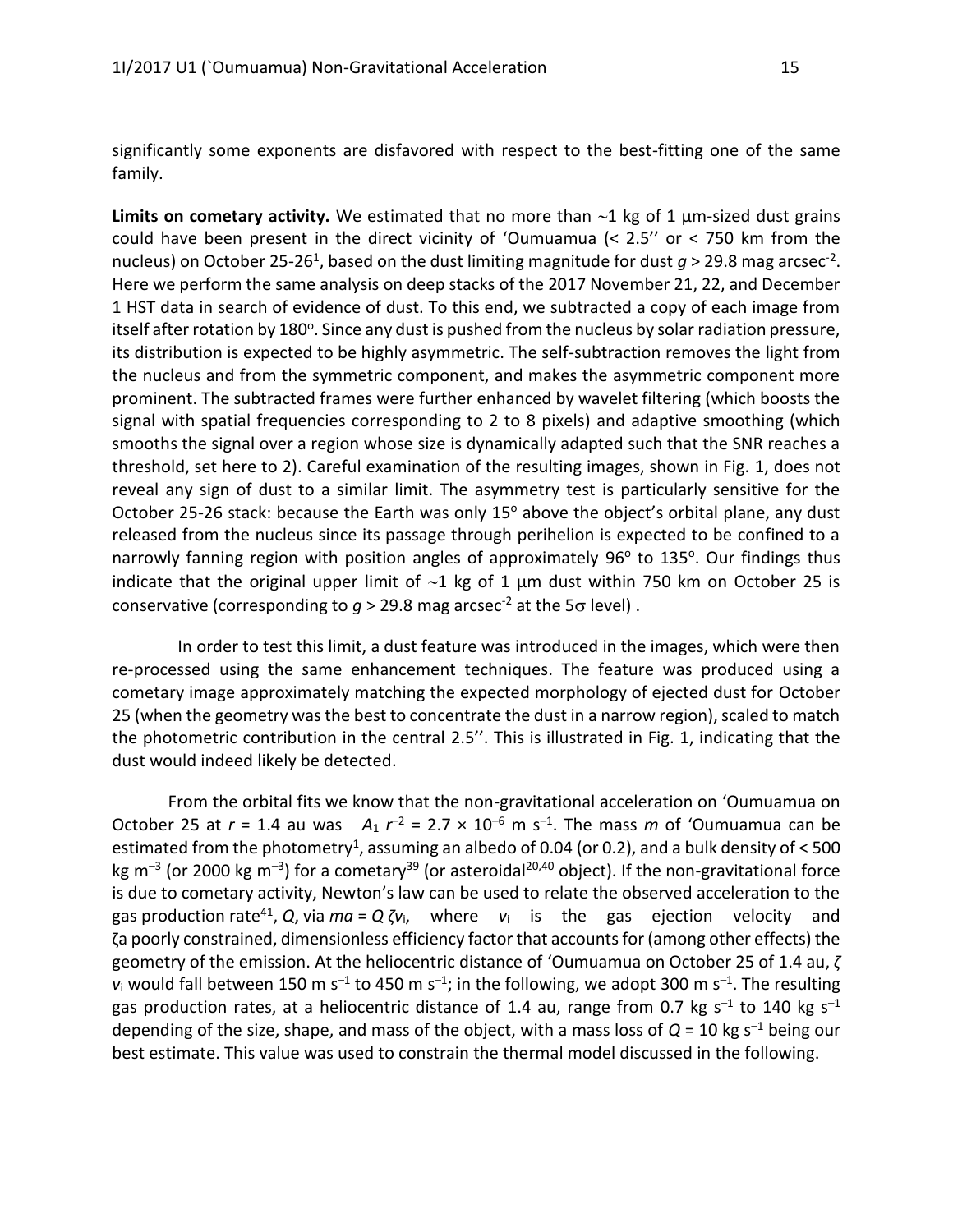significantly some exponents are disfavored with respect to the best-fitting one of the same family.

**Limits on cometary activity.** We estimated that no more than ∼1 kg of 1 μm-sized dust grains could have been present in the direct vicinity of ‘Oumuamua (< 2.5’’ or < 750 km from the nucleus) on October 25-26[1], based on the dust limiting magnitude for dust $g > 29.8$ mag arcsec$^{-2}$. Here we perform the same analysis on deep stacks of the 2017 November 21, 22, and December 1 HST data in search of evidence of dust. To this end, we subtracted a copy of each image from itself after rotation by 180°. Since any dust is pushed from the nucleus by solar radiation pressure, its distribution is expected to be highly asymmetric. The self-subtraction removes the light from the nucleus and from the symmetric component, and makes the asymmetric component more prominent. The subtracted frames were further enhanced by wavelet filtering (which boosts the signal with spatial frequencies corresponding to 2 to 8 pixels) and adaptive smoothing (which smooths the signal over a region whose size is dynamically adapted such that the SNR reaches a threshold, set here to 2). Careful examination of the resulting images, shown in Fig. 1, does not reveal any sign of dust to a similar limit. The asymmetry test is particularly sensitive for the October 25-26 stack: because the Earth was only 15° above the object’s orbital plane, any dust released from the nucleus since its passage through perihelion is expected to be confined to a narrowly fanning region with position angles of approximately 96° to 135°. Our findings thus indicate that the original upper limit of ∼1 kg of 1 μm dust within 750 km on October 25 is conservative (corresponding to $g > 29.8$ mag arcsec$^{-2}$ at the 5$\sigma$ level) .

In order to test this limit, a dust feature was introduced in the images, which were then re-processed using the same enhancement techniques. The feature was produced using a cometary image approximately matching the expected morphology of ejected dust for October 25 (when the geometry was the best to concentrate the dust in a narrow region), scaled to match the photometric contribution in the central 2.5’’. This is illustrated in Fig. 1, indicating that the dust would indeed likely be detected.

From the orbital fits we know that the non-gravitational acceleration on ‘Oumuamua on October 25 at $r = 1.4$ au was $A_1\, r^{-2} = 2.7 \times 10^{-6}$ m s$^{-1}$. The mass $m$ of ‘Oumuamua can be estimated from the photometry[1], assuming an albedo of 0.04 (or 0.2), and a bulk density of < 500 kg m$^{-3}$ (or 2000 kg m$^{-3}$) for a cometary[39] (or asteroidal[20,40] object). If the non-gravitational force is due to cometary activity, Newton’s law can be used to relate the observed acceleration to the gas production rate[41], $Q$, via $ma = Q\, \zeta v_i$, where $v_i$ is the gas ejection velocity and $\zeta$a poorly constrained, dimensionless efficiency factor that accounts for (among other effects) the geometry of the emission. At the heliocentric distance of ‘Oumuamua on October 25 of 1.4 au, $\zeta\, v_i$ would fall between 150 m s$^{-1}$ to 450 m s$^{-1}$; in the following, we adopt 300 m s$^{-1}$. The resulting gas production rates, at a heliocentric distance of 1.4 au, range from 0.7 kg s$^{-1}$ to 140 kg s$^{-1}$ depending of the size, shape, and mass of the object, with a mass loss of $Q = 10$ kg s$^{-1}$ being our best estimate. This value was used to constrain the thermal model discussed in the following.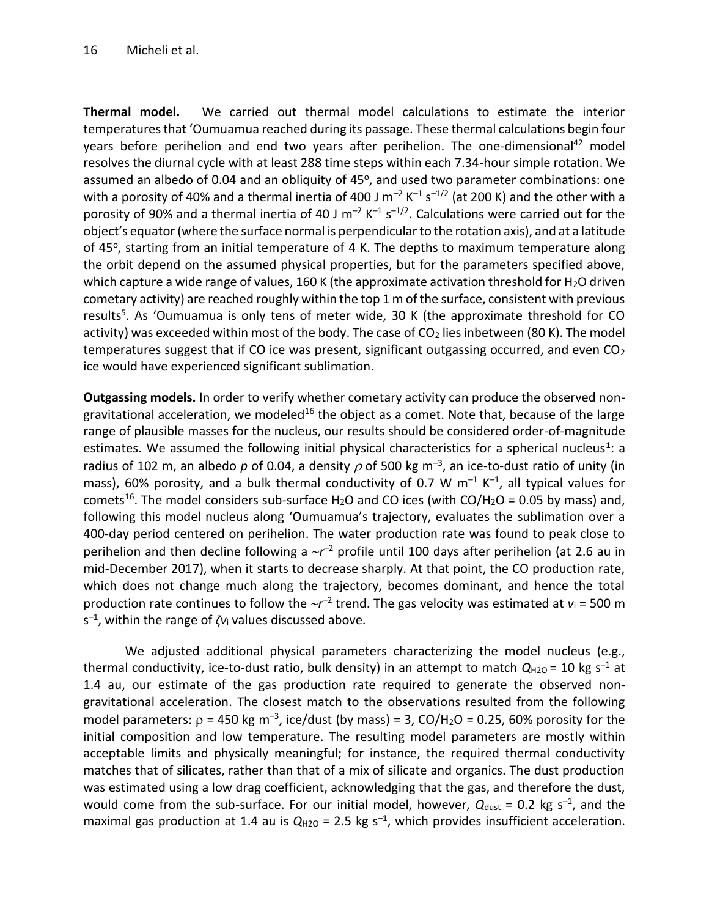**Thermal model.** We carried out thermal model calculations to estimate the interior temperatures that 'Oumuamua reached during its passage. These thermal calculations begin four years before perihelion and end two years after perihelion. The one-dimensional[42] model resolves the diurnal cycle with at least 288 time steps within each 7.34-hour simple rotation. We assumed an albedo of 0.04 and an obliquity of 45°, and used two parameter combinations: one with a porosity of 40% and a thermal inertia of 400 J $m^{-2}$ $K^{-1}$ $s^{-1/2}$ (at 200 K) and the other with a porosity of 90% and a thermal inertia of 40 J $m^{-2}$ $K^{-1}$ $s^{-1/2}$. Calculations were carried out for the object's equator (where the surface normal is perpendicular to the rotation axis), and at a latitude of 45°, starting from an initial temperature of 4 K. The depths to maximum temperature along the orbit depend on the assumed physical properties, but for the parameters specified above, which capture a wide range of values, 160 K (the approximate activation threshold for $H_2O$ driven cometary activity) are reached roughly within the top 1 m of the surface, consistent with previous results[5]. As 'Oumuamua is only tens of meter wide, 30 K (the approximate threshold for CO activity) was exceeded within most of the body. The case of $CO_2$ lies inbetween (80 K). The model temperatures suggest that if CO ice was present, significant outgassing occurred, and even $CO_2$ ice would have experienced significant sublimation.

**Outgassing models.** In order to verify whether cometary activity can produce the observed non-gravitational acceleration, we modeled[16] the object as a comet. Note that, because of the large range of plausible masses for the nucleus, our results should be considered order-of-magnitude estimates. We assumed the following initial physical characteristics for a spherical nucleus[1]: a radius of 102 m, an albedo $p$ of 0.04, a density $\rho$ of 500 kg $m^{-3}$, an ice-to-dust ratio of unity (in mass), 60% porosity, and a bulk thermal conductivity of 0.7 W $m^{-1}$ $K^{-1}$, all typical values for comets[16]. The model considers sub-surface $H_2O$ and CO ices (with $CO/H_2O$ = 0.05 by mass) and, following this model nucleus along 'Oumuamua's trajectory, evaluates the sublimation over a 400-day period centered on perihelion. The water production rate was found to peak close to perihelion and then decline following a $\sim r^{-2}$ profile until 100 days after perihelion (at 2.6 au in mid-December 2017), when it starts to decrease sharply. At that point, the CO production rate, which does not change much along the trajectory, becomes dominant, and hence the total production rate continues to follow the $\sim r^{-2}$ trend. The gas velocity was estimated at $v_i$ = 500 m $s^{-1}$, within the range of $\zeta v_i$ values discussed above.

We adjusted additional physical parameters characterizing the model nucleus (e.g., thermal conductivity, ice-to-dust ratio, bulk density) in an attempt to match $Q_{H2O}$ = 10 kg $s^{-1}$ at 1.4 au, our estimate of the gas production rate required to generate the observed non-gravitational acceleration. The closest match to the observations resulted from the following model parameters: $\rho$ = 450 kg $m^{-3}$, ice/dust (by mass) = 3, $CO/H_2O$ = 0.25, 60% porosity for the initial composition and low temperature. The resulting model parameters are mostly within acceptable limits and physically meaningful; for instance, the required thermal conductivity matches that of silicates, rather than that of a mix of silicate and organics. The dust production was estimated using a low drag coefficient, acknowledging that the gas, and therefore the dust, would come from the sub-surface. For our initial model, however, $Q_{dust}$ = 0.2 kg $s^{-1}$, and the maximal gas production at 1.4 au is $Q_{H2O}$ = 2.5 kg $s^{-1}$, which provides insufficient acceleration.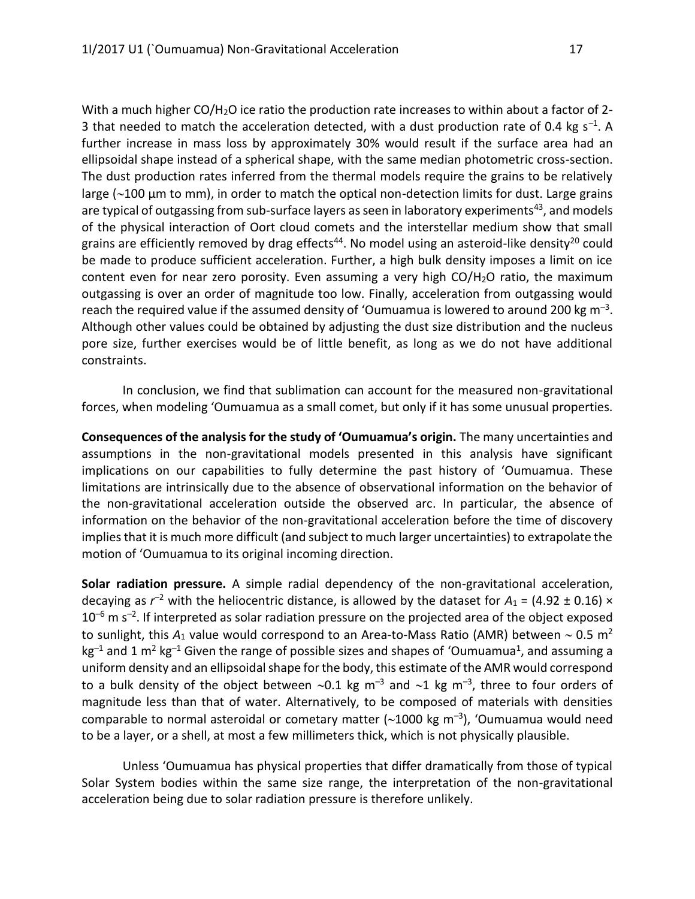With a much higher $CO/H_2O$ ice ratio the production rate increases to within about a factor of 2-3 that needed to match the acceleration detected, with a dust production rate of 0.4 kg $s^{-1}$. A further increase in mass loss by approximately 30% would result if the surface area had an ellipsoidal shape instead of a spherical shape, with the same median photometric cross-section. The dust production rates inferred from the thermal models require the grains to be relatively large (~100 μm to mm), in order to match the optical non-detection limits for dust. Large grains are typical of outgassing from sub-surface layers as seen in laboratory experiments[43], and models of the physical interaction of Oort cloud comets and the interstellar medium show that small grains are efficiently removed by drag effects[44]. No model using an asteroid-like density[20] could be made to produce sufficient acceleration. Further, a high bulk density imposes a limit on ice content even for near zero porosity. Even assuming a very high $CO/H_2O$ ratio, the maximum outgassing is over an order of magnitude too low. Finally, acceleration from outgassing would reach the required value if the assumed density of 'Oumuamua is lowered to around 200 kg $m^{-3}$. Although other values could be obtained by adjusting the dust size distribution and the nucleus pore size, further exercises would be of little benefit, as long as we do not have additional constraints.

In conclusion, we find that sublimation can account for the measured non-gravitational forces, when modeling 'Oumuamua as a small comet, but only if it has some unusual properties.

**Consequences of the analysis for the study of 'Oumuamua's origin.** The many uncertainties and assumptions in the non-gravitational models presented in this analysis have significant implications on our capabilities to fully determine the past history of 'Oumuamua. These limitations are intrinsically due to the absence of observational information on the behavior of the non-gravitational acceleration outside the observed arc. In particular, the absence of information on the behavior of the non-gravitational acceleration before the time of discovery implies that it is much more difficult (and subject to much larger uncertainties) to extrapolate the motion of 'Oumuamua to its original incoming direction.

**Solar radiation pressure.** A simple radial dependency of the non-gravitational acceleration, decaying as $r^{-2}$ with the heliocentric distance, is allowed by the dataset for $A_1 = (4.92 \pm 0.16) \times 10^{-6}$ m $s^{-2}$. If interpreted as solar radiation pressure on the projected area of the object exposed to sunlight, this $A_1$ value would correspond to an Area-to-Mass Ratio (AMR) between ~ 0.5 $m^2$ $kg^{-1}$ and 1 $m^2$ $kg^{-1}$ Given the range of possible sizes and shapes of 'Oumuamua[1], and assuming a uniform density and an ellipsoidal shape for the body, this estimate of the AMR would correspond to a bulk density of the object between ~0.1 kg $m^{-3}$ and ~1 kg $m^{-3}$, three to four orders of magnitude less than that of water. Alternatively, to be composed of materials with densities comparable to normal asteroidal or cometary matter (~1000 kg $m^{-3}$), 'Oumuamua would need to be a layer, or a shell, at most a few millimeters thick, which is not physically plausible.

Unless 'Oumuamua has physical properties that differ dramatically from those of typical Solar System bodies within the same size range, the interpretation of the non-gravitational acceleration being due to solar radiation pressure is therefore unlikely.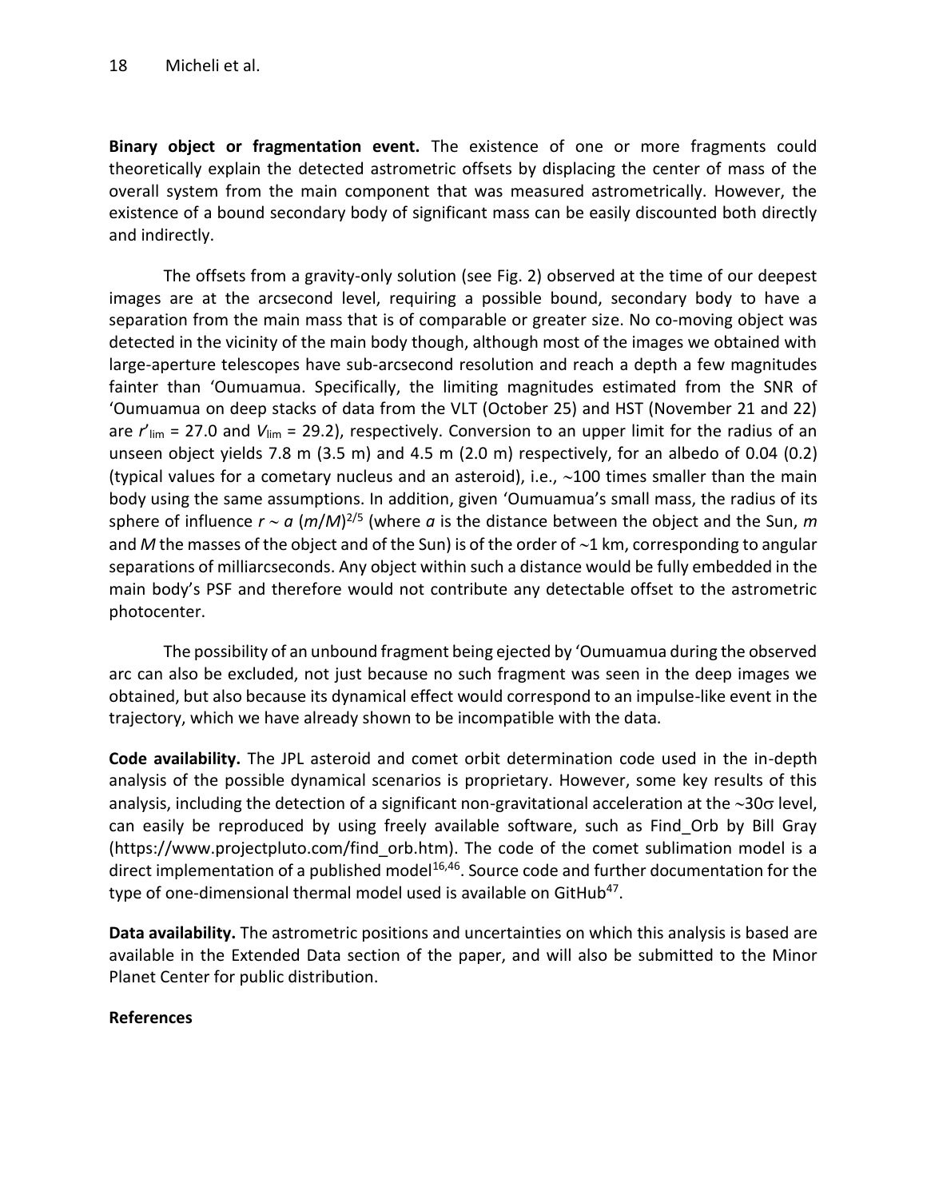**Binary object or fragmentation event.** The existence of one or more fragments could theoretically explain the detected astrometric offsets by displacing the center of mass of the overall system from the main component that was measured astrometrically. However, the existence of a bound secondary body of significant mass can be easily discounted both directly and indirectly.

The offsets from a gravity-only solution (see Fig. 2) observed at the time of our deepest images are at the arcsecond level, requiring a possible bound, secondary body to have a separation from the main mass that is of comparable or greater size. No co-moving object was detected in the vicinity of the main body though, although most of the images we obtained with large-aperture telescopes have sub-arcsecond resolution and reach a depth a few magnitudes fainter than 'Oumuamua. Specifically, the limiting magnitudes estimated from the SNR of 'Oumuamua on deep stacks of data from the VLT (October 25) and HST (November 21 and 22) are $r'_{\mathrm{lim}}$ = 27.0 and $V_{\mathrm{lim}}$ = 29.2), respectively. Conversion to an upper limit for the radius of an unseen object yields 7.8 m (3.5 m) and 4.5 m (2.0 m) respectively, for an albedo of 0.04 (0.2) (typical values for a cometary nucleus and an asteroid), i.e., ~100 times smaller than the main body using the same assumptions. In addition, given 'Oumuamua's small mass, the radius of its sphere of influence $r \sim a\,(m/M)^{2/5}$ (where $a$ is the distance between the object and the Sun, $m$ and $M$ the masses of the object and of the Sun) is of the order of ~1 km, corresponding to angular separations of milliarcseconds. Any object within such a distance would be fully embedded in the main body's PSF and therefore would not contribute any detectable offset to the astrometric photocenter.

The possibility of an unbound fragment being ejected by 'Oumuamua during the observed arc can also be excluded, not just because no such fragment was seen in the deep images we obtained, but also because its dynamical effect would correspond to an impulse-like event in the trajectory, which we have already shown to be incompatible with the data.

**Code availability.** The JPL asteroid and comet orbit determination code used in the in-depth analysis of the possible dynamical scenarios is proprietary. However, some key results of this analysis, including the detection of a significant non-gravitational acceleration at the ~30$\sigma$ level, can easily be reproduced by using freely available software, such as Find_Orb by Bill Gray (https://www.projectpluto.com/find_orb.htm). The code of the comet sublimation model is a direct implementation of a published model[16,46]. Source code and further documentation for the type of one-dimensional thermal model used is available on GitHub[47].

**Data availability.** The astrometric positions and uncertainties on which this analysis is based are available in the Extended Data section of the paper, and will also be submitted to the Minor Planet Center for public distribution.

**References**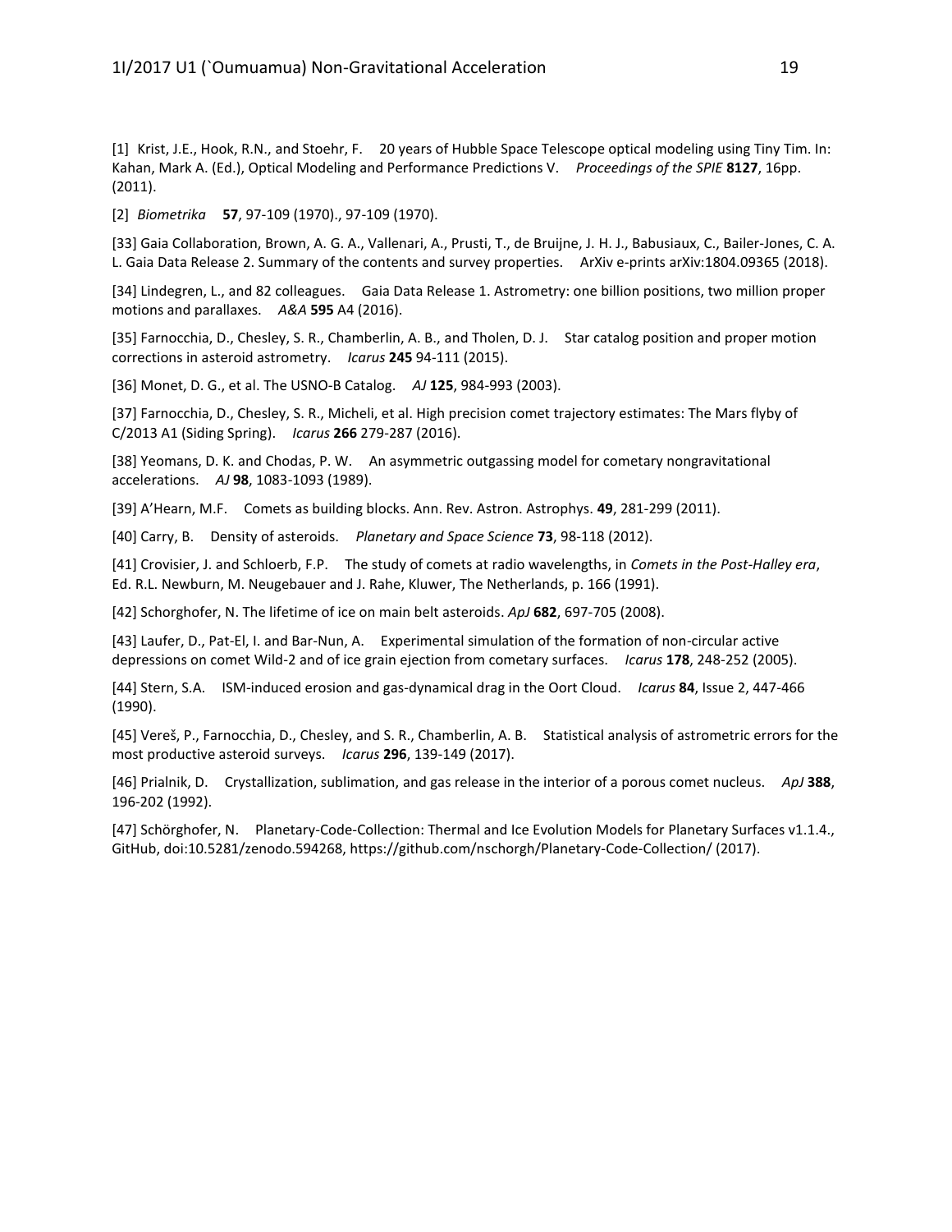[1] Krist, J.E., Hook, R.N., and Stoehr, F. 20 years of Hubble Space Telescope optical modeling using Tiny Tim. In: Kahan, Mark A. (Ed.), Optical Modeling and Performance Predictions V. *Proceedings of the SPIE* **8127**, 16pp. (2011).

[2] *Biometrika* **57**, 97-109 (1970)., 97-109 (1970).

[33] Gaia Collaboration, Brown, A. G. A., Vallenari, A., Prusti, T., de Bruijne, J. H. J., Babusiaux, C., Bailer-Jones, C. A. L. Gaia Data Release 2. Summary of the contents and survey properties. ArXiv e-prints arXiv:1804.09365 (2018).

[34] Lindegren, L., and 82 colleagues. Gaia Data Release 1. Astrometry: one billion positions, two million proper motions and parallaxes. *A&A* **595** A4 (2016).

[35] Farnocchia, D., Chesley, S. R., Chamberlin, A. B., and Tholen, D. J. Star catalog position and proper motion corrections in asteroid astrometry. *Icarus* **245** 94-111 (2015).

[36] Monet, D. G., et al. The USNO-B Catalog. *AJ* **125**, 984-993 (2003).

[37] Farnocchia, D., Chesley, S. R., Micheli, et al. High precision comet trajectory estimates: The Mars flyby of C/2013 A1 (Siding Spring). *Icarus* **266** 279-287 (2016).

[38] Yeomans, D. K. and Chodas, P. W. An asymmetric outgassing model for cometary nongravitational accelerations. *AJ* **98**, 1083-1093 (1989).

[39] A'Hearn, M.F. Comets as building blocks. Ann. Rev. Astron. Astrophys. **49**, 281-299 (2011).

[40] Carry, B. Density of asteroids. *Planetary and Space Science* **73**, 98-118 (2012).

[41] Crovisier, J. and Schloerb, F.P. The study of comets at radio wavelengths, in *Comets in the Post-Halley era*, Ed. R.L. Newburn, M. Neugebauer and J. Rahe, Kluwer, The Netherlands, p. 166 (1991).

[42] Schorghofer, N. The lifetime of ice on main belt asteroids. *ApJ* **682**, 697-705 (2008).

[43] Laufer, D., Pat-El, I. and Bar-Nun, A. Experimental simulation of the formation of non-circular active depressions on comet Wild-2 and of ice grain ejection from cometary surfaces. *Icarus* **178**, 248-252 (2005).

[44] Stern, S.A. ISM-induced erosion and gas-dynamical drag in the Oort Cloud. *Icarus* **84**, Issue 2, 447-466 (1990).

[45] Vereš, P., Farnocchia, D., Chesley, and S. R., Chamberlin, A. B. Statistical analysis of astrometric errors for the most productive asteroid surveys. *Icarus* **296**, 139-149 (2017).

[46] Prialnik, D. Crystallization, sublimation, and gas release in the interior of a porous comet nucleus. *ApJ* **388**, 196-202 (1992).

[47] Schörghofer, N. Planetary-Code-Collection: Thermal and Ice Evolution Models for Planetary Surfaces v1.1.4., GitHub, doi:10.5281/zenodo.594268, https://github.com/nschorgh/Planetary-Code-Collection/ (2017).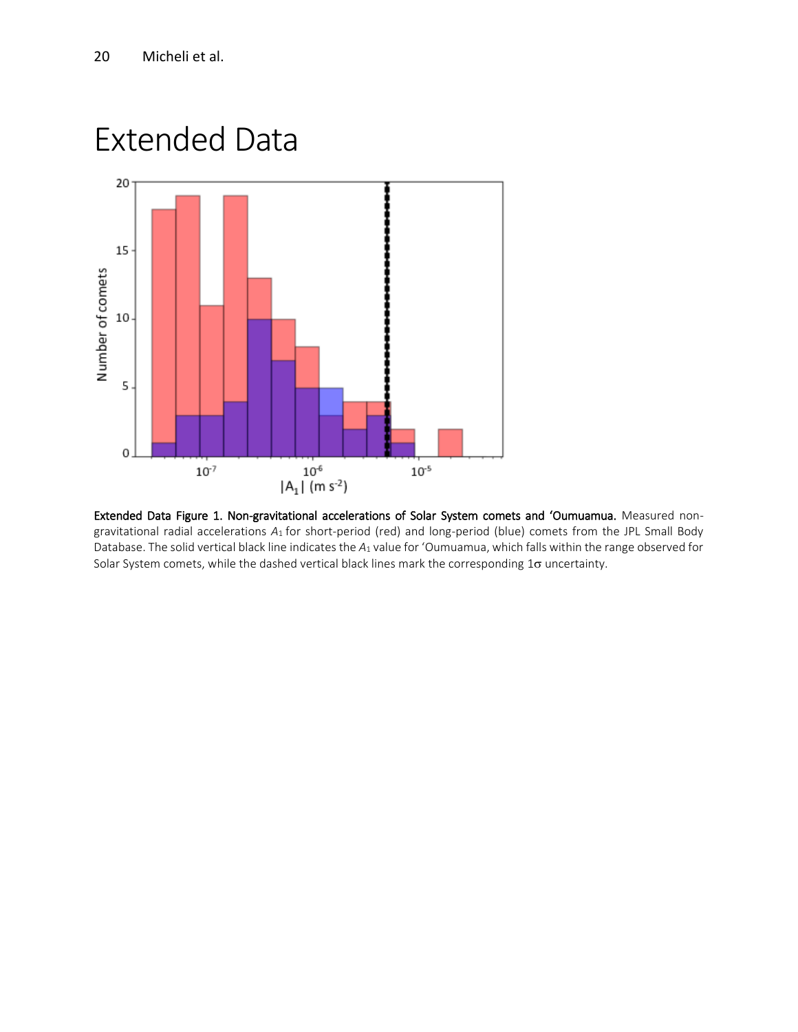# Extended Data

**Extended Data Figure 1. Non-gravitational accelerations of Solar System comets and 'Oumuamua.** Measured non-gravitational radial accelerations $A_1$ for short-period (red) and long-period (blue) comets from the JPL Small Body Database. The solid vertical black line indicates the $A_1$ value for 'Oumuamua, which falls within the range observed for Solar System comets, while the dashed vertical black lines mark the corresponding $1\sigma$ uncertainty.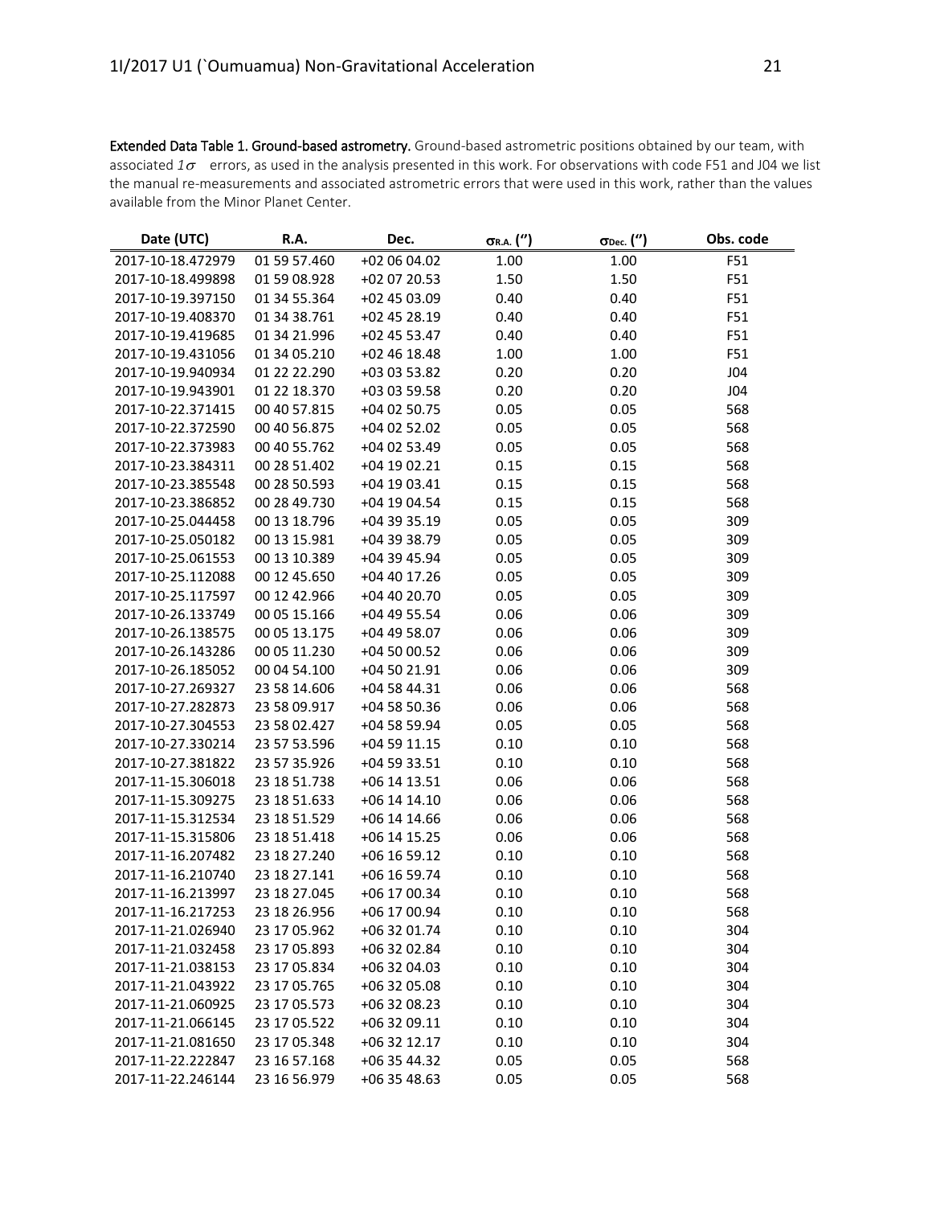**Extended Data Table 1. Ground-based astrometry.** Ground-based astrometric positions obtained by our team, with associated $1\sigma$ errors, as used in the analysis presented in this work. For observations with code F51 and J04 we list the manual re-measurements and associated astrometric errors that were used in this work, rather than the values available from the Minor Planet Center.

| Date (UTC) | R.A. | Dec. | $\sigma_{R.A.}$ (″) | $\sigma_{Dec.}$ (″) | Obs. code |
|---|---|---|---|---|---|
| 2017-10-18.472979 | 01 59 57.460 | +02 06 04.02 | 1.00 | 1.00 | F51 |
| 2017-10-18.499898 | 01 59 08.928 | +02 07 20.53 | 1.50 | 1.50 | F51 |
| 2017-10-19.397150 | 01 34 55.364 | +02 45 03.09 | 0.40 | 0.40 | F51 |
| 2017-10-19.408370 | 01 34 38.761 | +02 45 28.19 | 0.40 | 0.40 | F51 |
| 2017-10-19.419685 | 01 34 21.996 | +02 45 53.47 | 0.40 | 0.40 | F51 |
| 2017-10-19.431056 | 01 34 05.210 | +02 46 18.48 | 1.00 | 1.00 | F51 |
| 2017-10-19.940934 | 01 22 22.290 | +03 03 53.82 | 0.20 | 0.20 | J04 |
| 2017-10-19.943901 | 01 22 18.370 | +03 03 59.58 | 0.20 | 0.20 | J04 |
| 2017-10-22.371415 | 00 40 57.815 | +04 02 50.75 | 0.05 | 0.05 | 568 |
| 2017-10-22.372590 | 00 40 56.875 | +04 02 52.02 | 0.05 | 0.05 | 568 |
| 2017-10-22.373983 | 00 40 55.762 | +04 02 53.49 | 0.05 | 0.05 | 568 |
| 2017-10-23.384311 | 00 28 51.402 | +04 19 02.21 | 0.15 | 0.15 | 568 |
| 2017-10-23.385548 | 00 28 50.593 | +04 19 03.41 | 0.15 | 0.15 | 568 |
| 2017-10-23.386852 | 00 28 49.730 | +04 19 04.54 | 0.15 | 0.15 | 568 |
| 2017-10-25.044458 | 00 13 18.796 | +04 39 35.19 | 0.05 | 0.05 | 309 |
| 2017-10-25.050182 | 00 13 15.981 | +04 39 38.79 | 0.05 | 0.05 | 309 |
| 2017-10-25.061553 | 00 13 10.389 | +04 39 45.94 | 0.05 | 0.05 | 309 |
| 2017-10-25.112088 | 00 12 45.650 | +04 40 17.26 | 0.05 | 0.05 | 309 |
| 2017-10-25.117597 | 00 12 42.966 | +04 40 20.70 | 0.05 | 0.05 | 309 |
| 2017-10-26.133749 | 00 05 15.166 | +04 49 55.54 | 0.06 | 0.06 | 309 |
| 2017-10-26.138575 | 00 05 13.175 | +04 49 58.07 | 0.06 | 0.06 | 309 |
| 2017-10-26.143286 | 00 05 11.230 | +04 50 00.52 | 0.06 | 0.06 | 309 |
| 2017-10-26.185052 | 00 04 54.100 | +04 50 21.91 | 0.06 | 0.06 | 309 |
| 2017-10-27.269327 | 23 58 14.606 | +04 58 44.31 | 0.06 | 0.06 | 568 |
| 2017-10-27.282873 | 23 58 09.917 | +04 58 50.36 | 0.06 | 0.06 | 568 |
| 2017-10-27.304553 | 23 58 02.427 | +04 58 59.94 | 0.05 | 0.05 | 568 |
| 2017-10-27.330214 | 23 57 53.596 | +04 59 11.15 | 0.10 | 0.10 | 568 |
| 2017-10-27.381822 | 23 57 35.926 | +04 59 33.51 | 0.10 | 0.10 | 568 |
| 2017-11-15.306018 | 23 18 51.738 | +06 14 13.51 | 0.06 | 0.06 | 568 |
| 2017-11-15.309275 | 23 18 51.633 | +06 14 14.10 | 0.06 | 0.06 | 568 |
| 2017-11-15.312534 | 23 18 51.529 | +06 14 14.66 | 0.06 | 0.06 | 568 |
| 2017-11-15.315806 | 23 18 51.418 | +06 14 15.25 | 0.06 | 0.06 | 568 |
| 2017-11-16.207482 | 23 18 27.240 | +06 16 59.12 | 0.10 | 0.10 | 568 |
| 2017-11-16.210740 | 23 18 27.141 | +06 16 59.74 | 0.10 | 0.10 | 568 |
| 2017-11-16.213997 | 23 18 27.045 | +06 17 00.34 | 0.10 | 0.10 | 568 |
| 2017-11-16.217253 | 23 18 26.956 | +06 17 00.94 | 0.10 | 0.10 | 568 |
| 2017-11-21.026940 | 23 17 05.962 | +06 32 01.74 | 0.10 | 0.10 | 304 |
| 2017-11-21.032458 | 23 17 05.893 | +06 32 02.84 | 0.10 | 0.10 | 304 |
| 2017-11-21.038153 | 23 17 05.834 | +06 32 04.03 | 0.10 | 0.10 | 304 |
| 2017-11-21.043922 | 23 17 05.765 | +06 32 05.08 | 0.10 | 0.10 | 304 |
| 2017-11-21.060925 | 23 17 05.573 | +06 32 08.23 | 0.10 | 0.10 | 304 |
| 2017-11-21.066145 | 23 17 05.522 | +06 32 09.11 | 0.10 | 0.10 | 304 |
| 2017-11-21.081650 | 23 17 05.348 | +06 32 12.17 | 0.10 | 0.10 | 304 |
| 2017-11-22.222847 | 23 16 57.168 | +06 35 44.32 | 0.05 | 0.05 | 568 |
| 2017-11-22.246144 | 23 16 56.979 | +06 35 48.63 | 0.05 | 0.05 | 568 |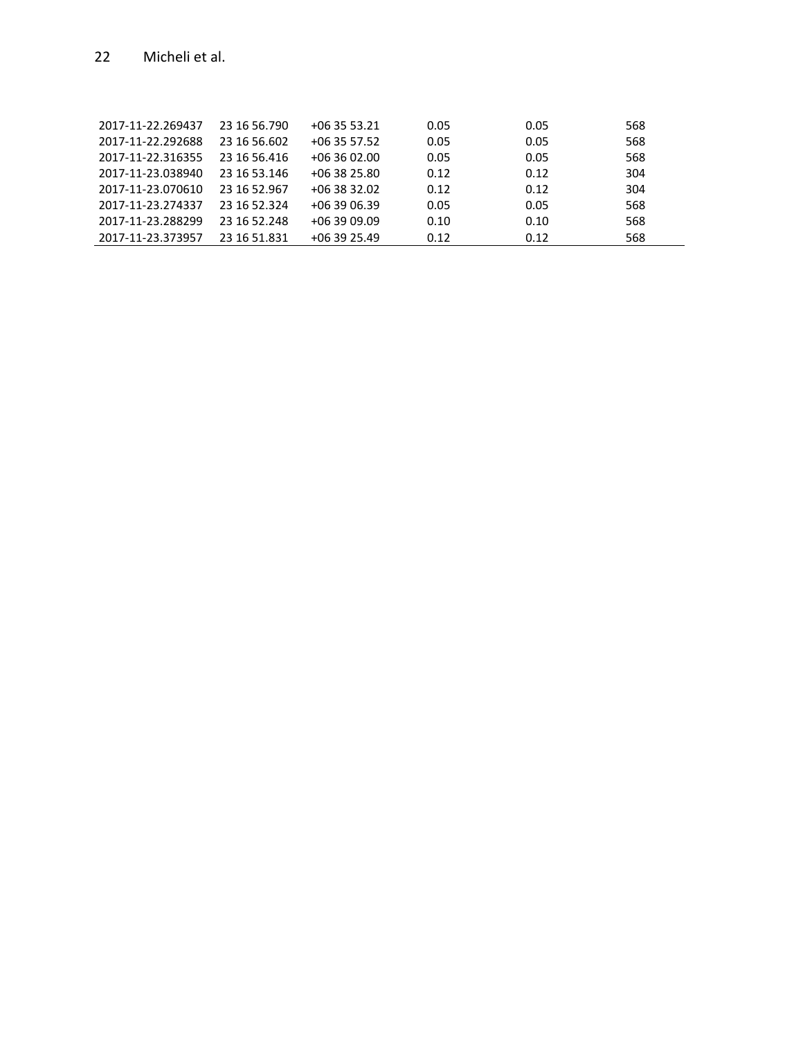| | | | | | |
|---|---|---|---|---|---|
| 2017-11-22.269437 | 23 16 56.790 | +06 35 53.21 | 0.05 | 0.05 | 568 |
| 2017-11-22.292688 | 23 16 56.602 | +06 35 57.52 | 0.05 | 0.05 | 568 |
| 2017-11-22.316355 | 23 16 56.416 | +06 36 02.00 | 0.05 | 0.05 | 568 |
| 2017-11-23.038940 | 23 16 53.146 | +06 38 25.80 | 0.12 | 0.12 | 304 |
| 2017-11-23.070610 | 23 16 52.967 | +06 38 32.02 | 0.12 | 0.12 | 304 |
| 2017-11-23.274337 | 23 16 52.324 | +06 39 06.39 | 0.05 | 0.05 | 568 |
| 2017-11-23.288299 | 23 16 52.248 | +06 39 09.09 | 0.10 | 0.10 | 568 |
| 2017-11-23.373957 | 23 16 51.831 | +06 39 25.49 | 0.12 | 0.12 | 568 |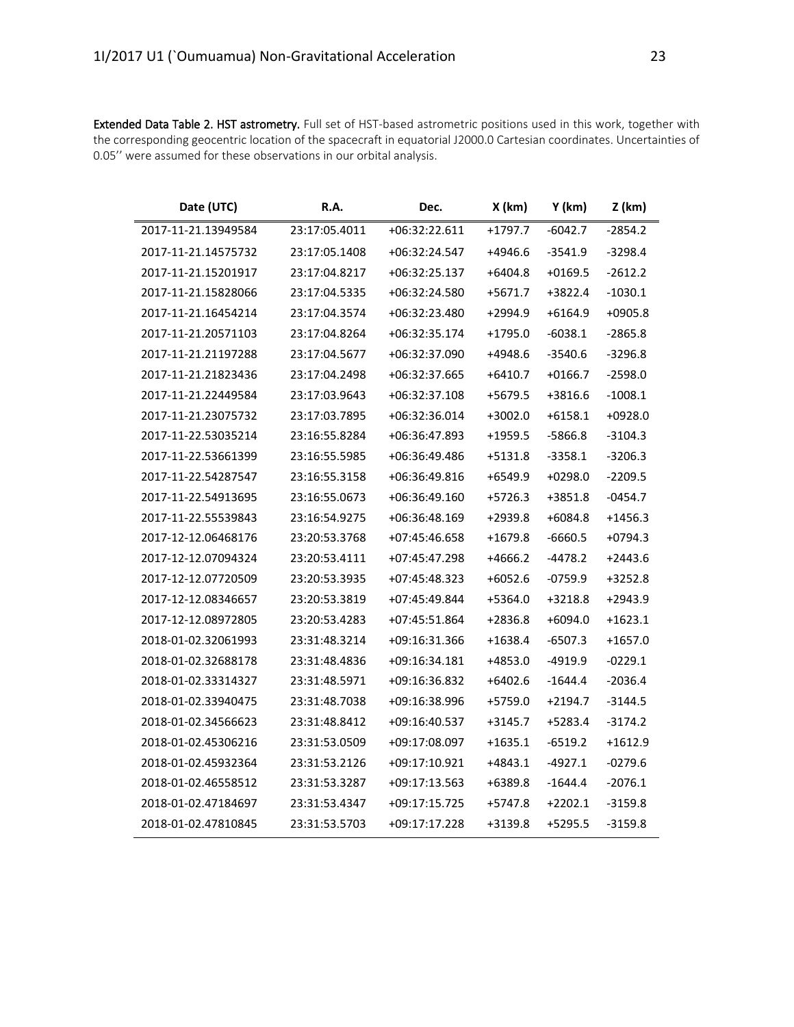**Extended Data Table 2. HST astrometry.** Full set of HST-based astrometric positions used in this work, together with the corresponding geocentric location of the spacecraft in equatorial J2000.0 Cartesian coordinates. Uncertainties of 0.05'' were assumed for these observations in our orbital analysis.

| Date (UTC) | R.A. | Dec. | X (km) | Y (km) | Z (km) |
|---|---|---|---|---|---|
| 2017-11-21.13949584 | 23:17:05.4011 | +06:32:22.611 | +1797.7 | -6042.7 | -2854.2 |
| 2017-11-21.14575732 | 23:17:05.1408 | +06:32:24.547 | +4946.6 | -3541.9 | -3298.4 |
| 2017-11-21.15201917 | 23:17:04.8217 | +06:32:25.137 | +6404.8 | +0169.5 | -2612.2 |
| 2017-11-21.15828066 | 23:17:04.5335 | +06:32:24.580 | +5671.7 | +3822.4 | -1030.1 |
| 2017-11-21.16454214 | 23:17:04.3574 | +06:32:23.480 | +2994.9 | +6164.9 | +0905.8 |
| 2017-11-21.20571103 | 23:17:04.8264 | +06:32:35.174 | +1795.0 | -6038.1 | -2865.8 |
| 2017-11-21.21197288 | 23:17:04.5677 | +06:32:37.090 | +4948.6 | -3540.6 | -3296.8 |
| 2017-11-21.21823436 | 23:17:04.2498 | +06:32:37.665 | +6410.7 | +0166.7 | -2598.0 |
| 2017-11-21.22449584 | 23:17:03.9643 | +06:32:37.108 | +5679.5 | +3816.6 | -1008.1 |
| 2017-11-21.23075732 | 23:17:03.7895 | +06:32:36.014 | +3002.0 | +6158.1 | +0928.0 |
| 2017-11-22.53035214 | 23:16:55.8284 | +06:36:47.893 | +1959.5 | -5866.8 | -3104.3 |
| 2017-11-22.53661399 | 23:16:55.5985 | +06:36:49.486 | +5131.8 | -3358.1 | -3206.3 |
| 2017-11-22.54287547 | 23:16:55.3158 | +06:36:49.816 | +6549.9 | +0298.0 | -2209.5 |
| 2017-11-22.54913695 | 23:16:55.0673 | +06:36:49.160 | +5726.3 | +3851.8 | -0454.7 |
| 2017-11-22.55539843 | 23:16:54.9275 | +06:36:48.169 | +2939.8 | +6084.8 | +1456.3 |
| 2017-12-12.06468176 | 23:20:53.3768 | +07:45:46.658 | +1679.8 | -6660.5 | +0794.3 |
| 2017-12-12.07094324 | 23:20:53.4111 | +07:45:47.298 | +4666.2 | -4478.2 | +2443.6 |
| 2017-12-12.07720509 | 23:20:53.3935 | +07:45:48.323 | +6052.6 | -0759.9 | +3252.8 |
| 2017-12-12.08346657 | 23:20:53.3819 | +07:45:49.844 | +5364.0 | +3218.8 | +2943.9 |
| 2017-12-12.08972805 | 23:20:53.4283 | +07:45:51.864 | +2836.8 | +6094.0 | +1623.1 |
| 2018-01-02.32061993 | 23:31:48.3214 | +09:16:31.366 | +1638.4 | -6507.3 | +1657.0 |
| 2018-01-02.32688178 | 23:31:48.4836 | +09:16:34.181 | +4853.0 | -4919.9 | -0229.1 |
| 2018-01-02.33314327 | 23:31:48.5971 | +09:16:36.832 | +6402.6 | -1644.4 | -2036.4 |
| 2018-01-02.33940475 | 23:31:48.7038 | +09:16:38.996 | +5759.0 | +2194.7 | -3144.5 |
| 2018-01-02.34566623 | 23:31:48.8412 | +09:16:40.537 | +3145.7 | +5283.4 | -3174.2 |
| 2018-01-02.45306216 | 23:31:53.0509 | +09:17:08.097 | +1635.1 | -6519.2 | +1612.9 |
| 2018-01-02.45932364 | 23:31:53.2126 | +09:17:10.921 | +4843.1 | -4927.1 | -0279.6 |
| 2018-01-02.46558512 | 23:31:53.3287 | +09:17:13.563 | +6389.8 | -1644.4 | -2076.1 |
| 2018-01-02.47184697 | 23:31:53.4347 | +09:17:15.725 | +5747.8 | +2202.1 | -3159.8 |
| 2018-01-02.47810845 | 23:31:53.5703 | +09:17:17.228 | +3139.8 | +5295.5 | -3159.8 |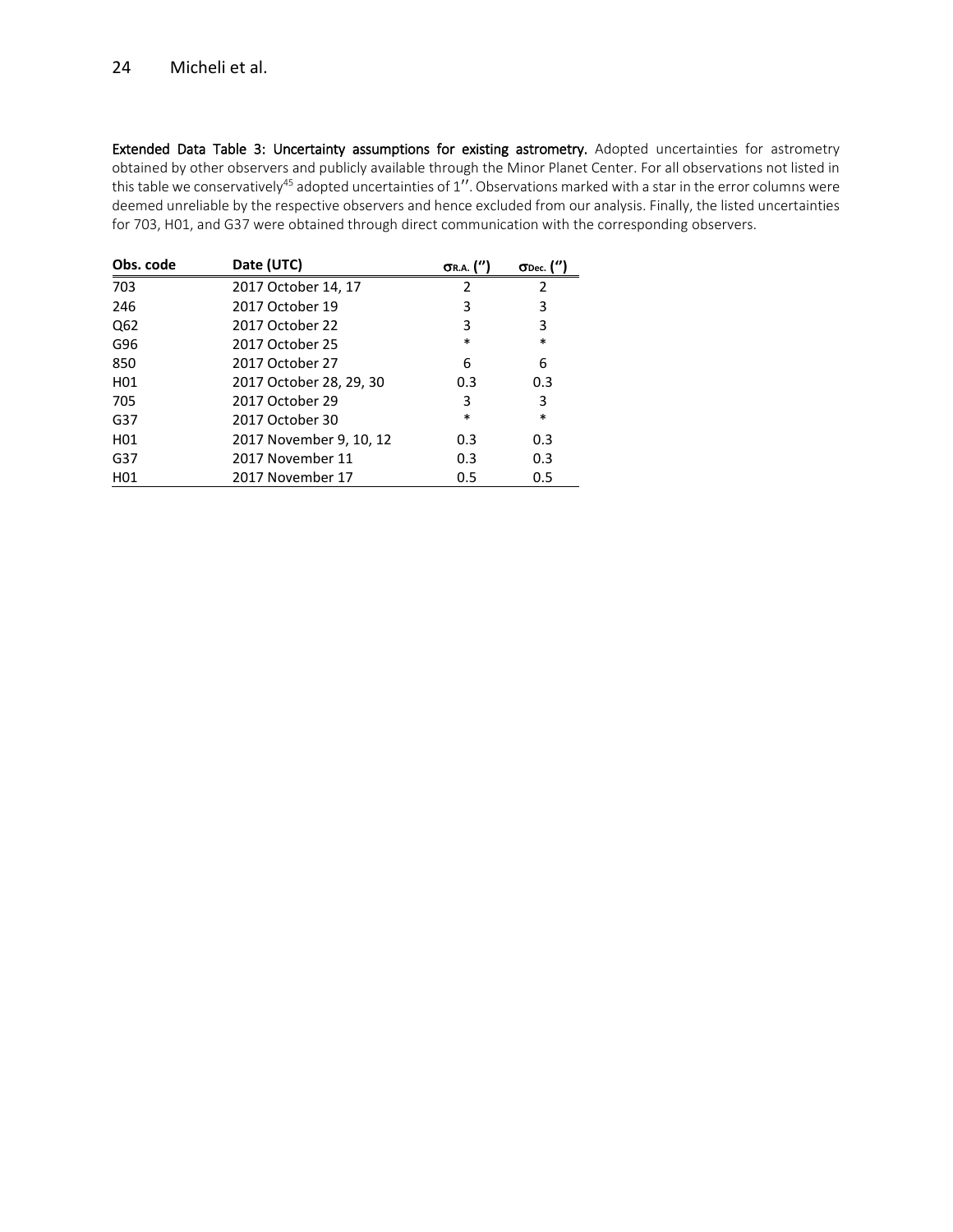**Extended Data Table 3: Uncertainty assumptions for existing astrometry.** Adopted uncertainties for astrometry obtained by other observers and publicly available through the Minor Planet Center. For all observations not listed in this table we conservatively[45] adopted uncertainties of 1″. Observations marked with a star in the error columns were deemed unreliable by the respective observers and hence excluded from our analysis. Finally, the listed uncertainties for 703, H01, and G37 were obtained through direct communication with the corresponding observers.

| Obs. code | Date (UTC) | $\sigma_{R.A.}$ (″) | $\sigma_{Dec.}$ (″) |
|---|---|---|---|
| 703 | 2017 October 14, 17 | 2 | 2 |
| 246 | 2017 October 19 | 3 | 3 |
| Q62 | 2017 October 22 | 3 | 3 |
| G96 | 2017 October 25 | * | * |
| 850 | 2017 October 27 | 6 | 6 |
| H01 | 2017 October 28, 29, 30 | 0.3 | 0.3 |
| 705 | 2017 October 29 | 3 | 3 |
| G37 | 2017 October 30 | * | * |
| H01 | 2017 November 9, 10, 12 | 0.3 | 0.3 |
| G37 | 2017 November 11 | 0.3 | 0.3 |
| H01 | 2017 November 17 | 0.5 | 0.5 |